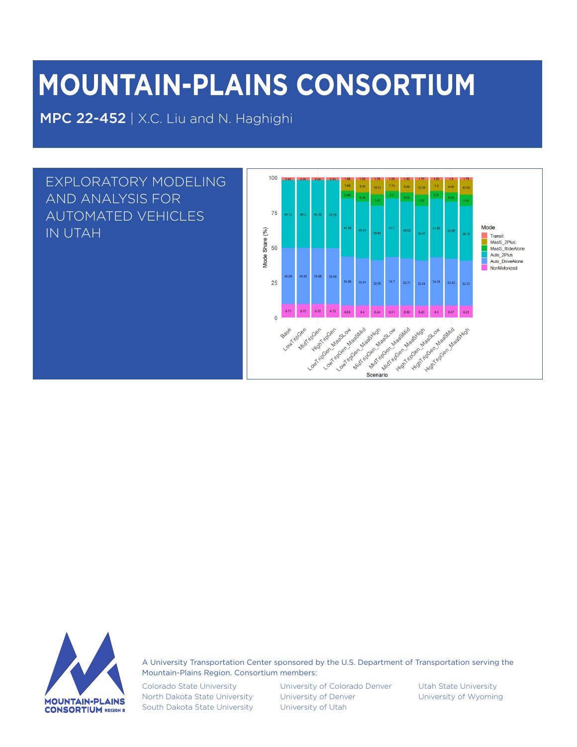# MOUNTAIN-PLAINS CONSORTIUM

**MPC 22-452** | X.C. Liu and N. Haghighi

## EXPLORATORY MODELING AND ANALYSIS FOR AUTOMATED VEHICLES IN UTAH

A University Transportation Center sponsored by the U.S. Department of Transportation serving the Mountain-Plains Region. Consortium members:

Colorado State University
North Dakota State University
South Dakota State University
University of Colorado Denver
University of Denver
University of Utah
Utah State University
University of Wyoming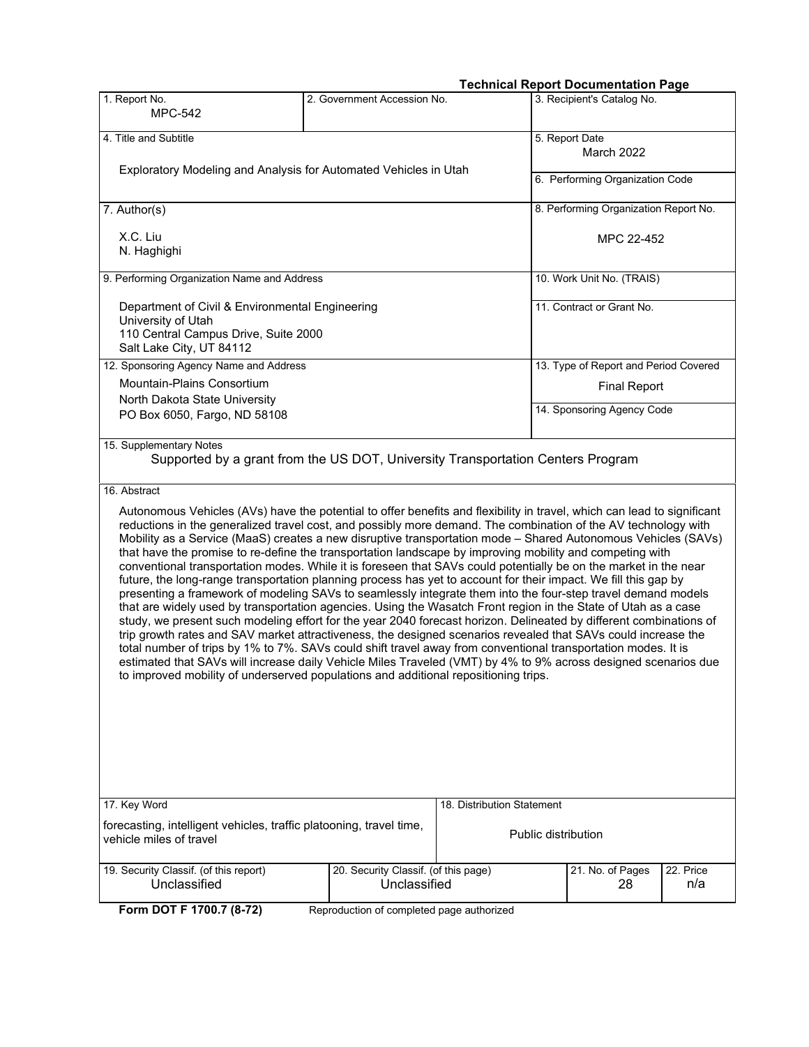**Technical Report Documentation Page**

| 1. Report No. MPC-542 | 2. Government Accession No. | 3. Recipient's Catalog No. |
|---|---|---|
| 4. Title and Subtitle<br>Exploratory Modeling and Analysis for Automated Vehicles in Utah | | 5. Report Date<br>March 2022 |
| | | 6. Performing Organization Code |
| 7. Author(s)<br>X.C. Liu<br>N. Haghighi | | 8. Performing Organization Report No.<br>MPC 22-452 |
| 9. Performing Organization Name and Address<br>Department of Civil & Environmental Engineering<br>University of Utah<br>110 Central Campus Drive, Suite 2000<br>Salt Lake City, UT 84112 | | 10. Work Unit No. (TRAIS) |
| | | 11. Contract or Grant No. |
| 12. Sponsoring Agency Name and Address<br>Mountain-Plains Consortium<br>North Dakota State University<br>PO Box 6050, Fargo, ND 58108 | | 13. Type of Report and Period Covered<br>Final Report |
| | | 14. Sponsoring Agency Code |

15. Supplementary Notes

Supported by a grant from the US DOT, University Transportation Centers Program

16. Abstract

Autonomous Vehicles (AVs) have the potential to offer benefits and flexibility in travel, which can lead to significant reductions in the generalized travel cost, and possibly more demand. The combination of the AV technology with Mobility as a Service (MaaS) creates a new disruptive transportation mode – Shared Autonomous Vehicles (SAVs) that have the promise to re-define the transportation landscape by improving mobility and competing with conventional transportation modes. While it is foreseen that SAVs could potentially be on the market in the near future, the long-range transportation planning process has yet to account for their impact. We fill this gap by presenting a framework of modeling SAVs to seamlessly integrate them into the four-step travel demand models that are widely used by transportation agencies. Using the Wasatch Front region in the State of Utah as a case study, we present such modeling effort for the year 2040 forecast horizon. Delineated by different combinations of trip growth rates and SAV market attractiveness, the designed scenarios revealed that SAVs could increase the total number of trips by 1% to 7%. SAVs could shift travel away from conventional transportation modes. It is estimated that SAVs will increase daily Vehicle Miles Traveled (VMT) by 4% to 9% across designed scenarios due to improved mobility of underserved populations and additional repositioning trips.

| 17. Key Word | 18. Distribution Statement |
|---|---|
| forecasting, intelligent vehicles, traffic platooning, travel time, vehicle miles of travel | Public distribution |

| 19. Security Classif. (of this report) | 20. Security Classif. (of this page) | 21. No. of Pages | 22. Price |
|---|---|---|---|
| Unclassified | Unclassified | 28 | n/a |

**Form DOT F 1700.7 (8-72)** Reproduction of completed page authorized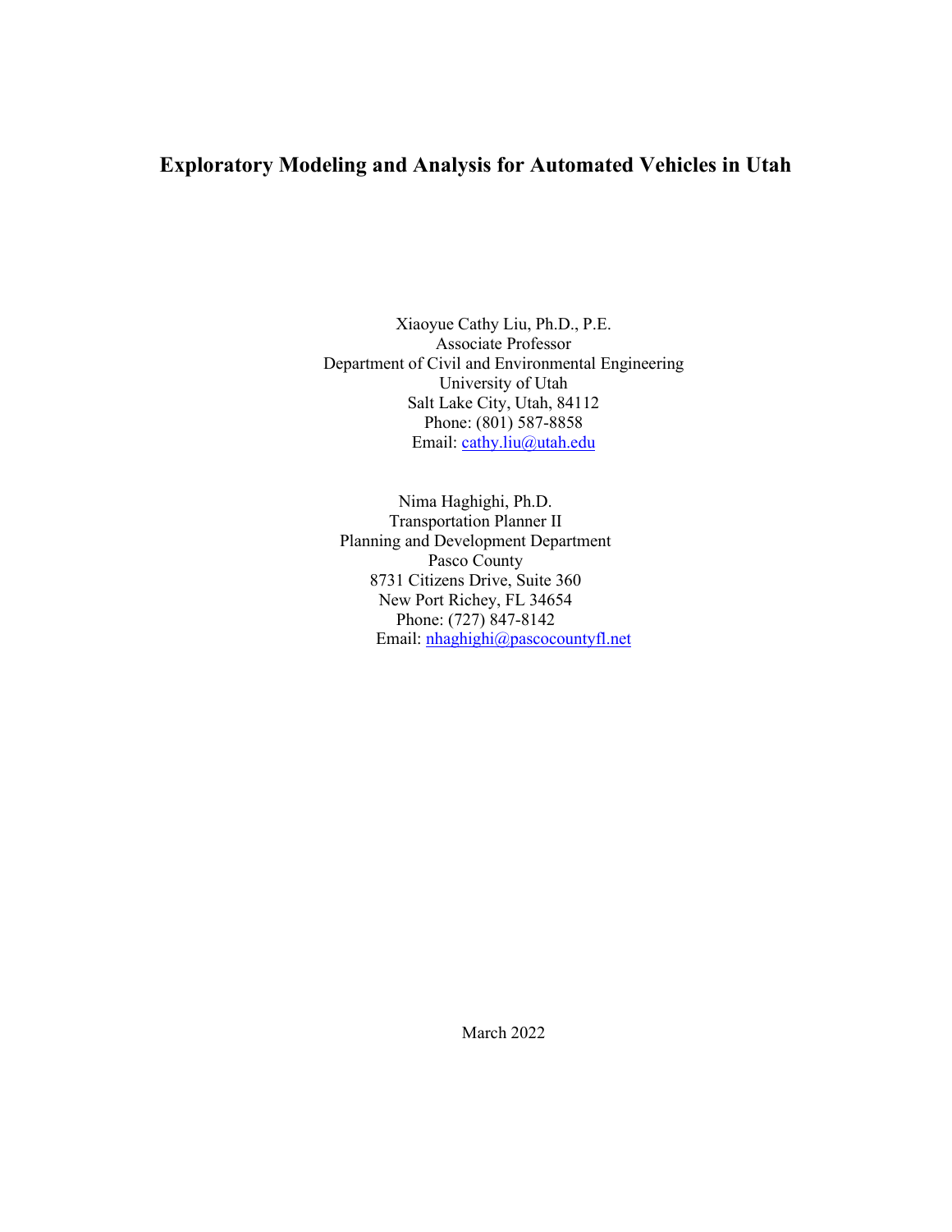# Exploratory Modeling and Analysis for Automated Vehicles in Utah

Xiaoyue Cathy Liu, Ph.D., P.E.
Associate Professor
Department of Civil and Environmental Engineering
University of Utah
Salt Lake City, Utah, 84112
Phone: (801) 587-8858
Email: cathy.liu@utah.edu

Nima Haghighi, Ph.D.
Transportation Planner II
Planning and Development Department
Pasco County
8731 Citizens Drive, Suite 360
New Port Richey, FL 34654
Phone: (727) 847-8142
Email: nhaghighi@pascocountyfl.net

March 2022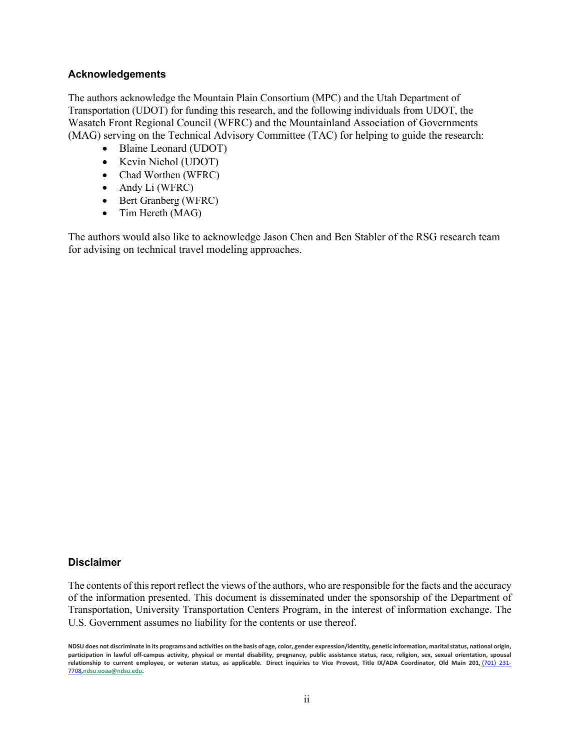## Acknowledgements

The authors acknowledge the Mountain Plain Consortium (MPC) and the Utah Department of Transportation (UDOT) for funding this research, and the following individuals from UDOT, the Wasatch Front Regional Council (WFRC) and the Mountainland Association of Governments (MAG) serving on the Technical Advisory Committee (TAC) for helping to guide the research:

- Blaine Leonard (UDOT)
- Kevin Nichol (UDOT)
- Chad Worthen (WFRC)
- Andy Li (WFRC)
- Bert Granberg (WFRC)
- Tim Hereth (MAG)

The authors would also like to acknowledge Jason Chen and Ben Stabler of the RSG research team for advising on technical travel modeling approaches.

## Disclaimer

The contents of this report reflect the views of the authors, who are responsible for the facts and the accuracy of the information presented. This document is disseminated under the sponsorship of the Department of Transportation, University Transportation Centers Program, in the interest of information exchange. The U.S. Government assumes no liability for the contents or use thereof.

**NDSU does not discriminate in its programs and activities on the basis of age, color, gender expression/identity, genetic information, marital status, national origin, participation in lawful off-campus activity, physical or mental disability, pregnancy, public assistance status, race, religion, sex, sexual orientation, spousal relationship to current employee, or veteran status, as applicable. Direct inquiries to Vice Provost, Title IX/ADA Coordinator, Old Main 201, (701) 231-7708, ndsu.eoaa@ndsu.edu.**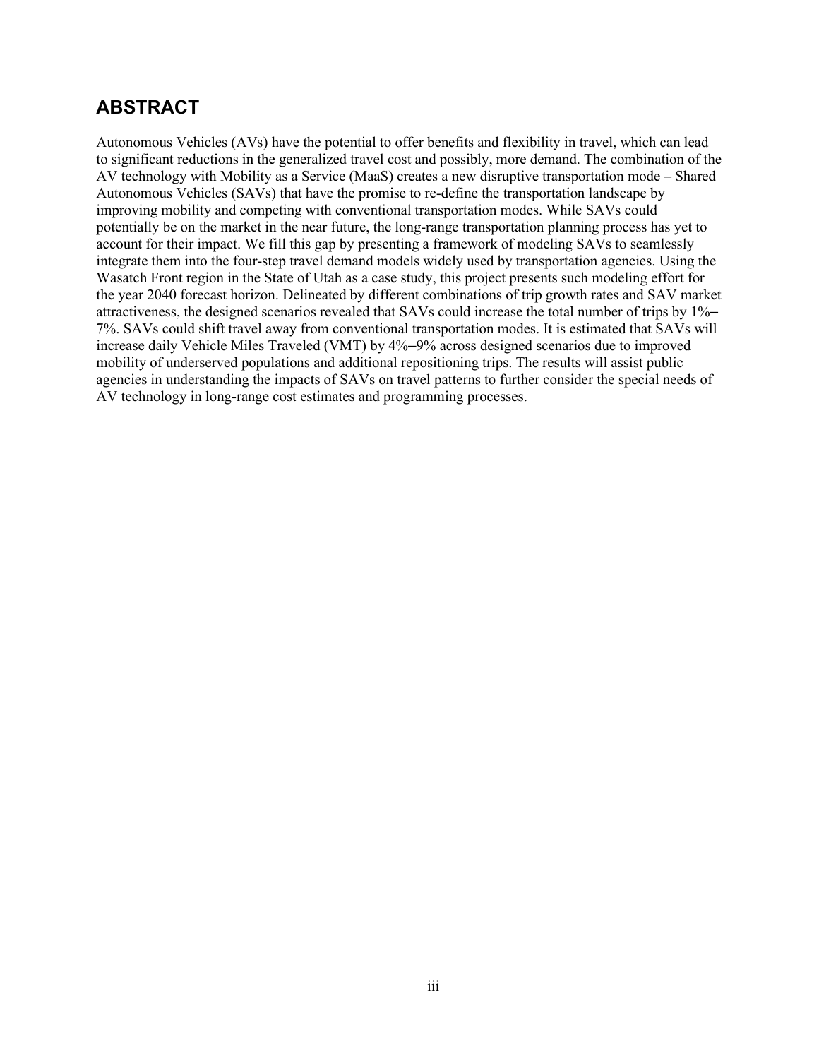## ABSTRACT

Autonomous Vehicles (AVs) have the potential to offer benefits and flexibility in travel, which can lead to significant reductions in the generalized travel cost and possibly, more demand. The combination of the AV technology with Mobility as a Service (MaaS) creates a new disruptive transportation mode – Shared Autonomous Vehicles (SAVs) that have the promise to re-define the transportation landscape by improving mobility and competing with conventional transportation modes. While SAVs could potentially be on the market in the near future, the long-range transportation planning process has yet to account for their impact. We fill this gap by presenting a framework of modeling SAVs to seamlessly integrate them into the four-step travel demand models widely used by transportation agencies. Using the Wasatch Front region in the State of Utah as a case study, this project presents such modeling effort for the year 2040 forecast horizon. Delineated by different combinations of trip growth rates and SAV market attractiveness, the designed scenarios revealed that SAVs could increase the total number of trips by 1%–7%. SAVs could shift travel away from conventional transportation modes. It is estimated that SAVs will increase daily Vehicle Miles Traveled (VMT) by 4%–9% across designed scenarios due to improved mobility of underserved populations and additional repositioning trips. The results will assist public agencies in understanding the impacts of SAVs on travel patterns to further consider the special needs of AV technology in long-range cost estimates and programming processes.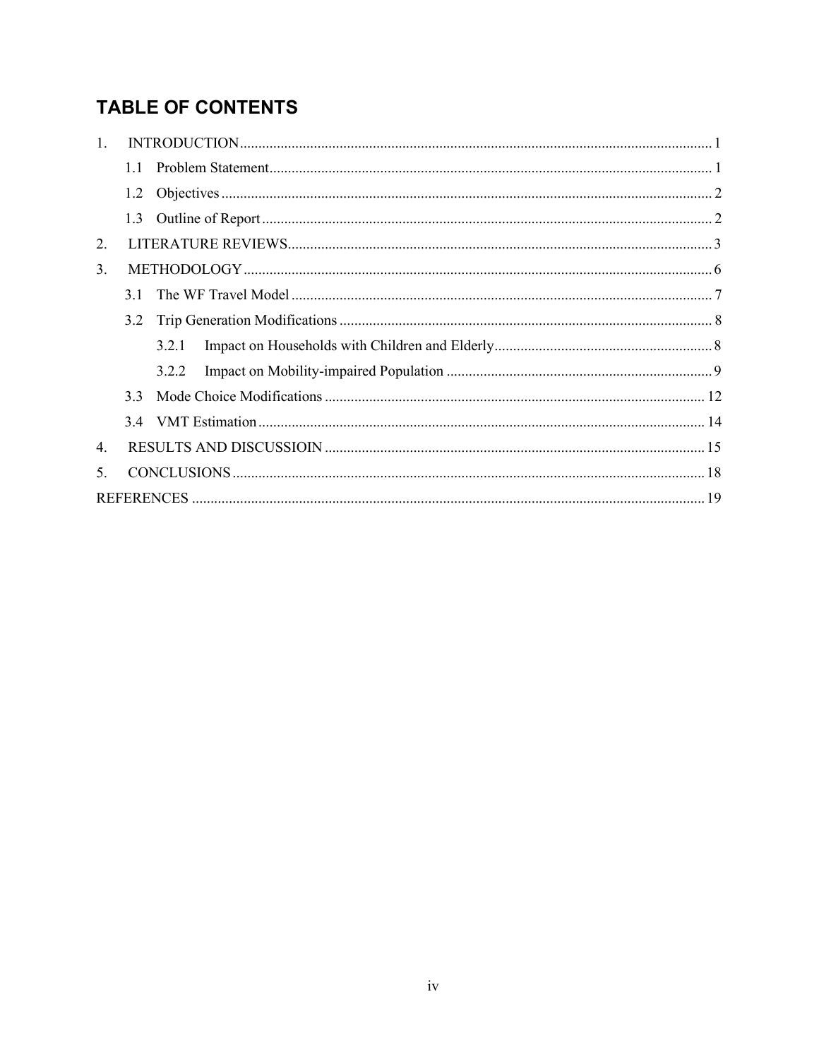## TABLE OF CONTENTS

1. INTRODUCTION ........ 1
   - 1.1 Problem Statement ........ 1
   - 1.2 Objectives ........ 2
   - 1.3 Outline of Report ........ 2
2. LITERATURE REVIEWS ........ 3
3. METHODOLOGY ........ 6
   - 3.1 The WF Travel Model ........ 7
   - 3.2 Trip Generation Modifications ........ 8
     - 3.2.1 Impact on Households with Children and Elderly ........ 8
     - 3.2.2 Impact on Mobility-impaired Population ........ 9
   - 3.3 Mode Choice Modifications ........ 12
   - 3.4 VMT Estimation ........ 14
4. RESULTS AND DISCUSSIOIN ........ 15
5. CONCLUSIONS ........ 18

REFERENCES ........ 19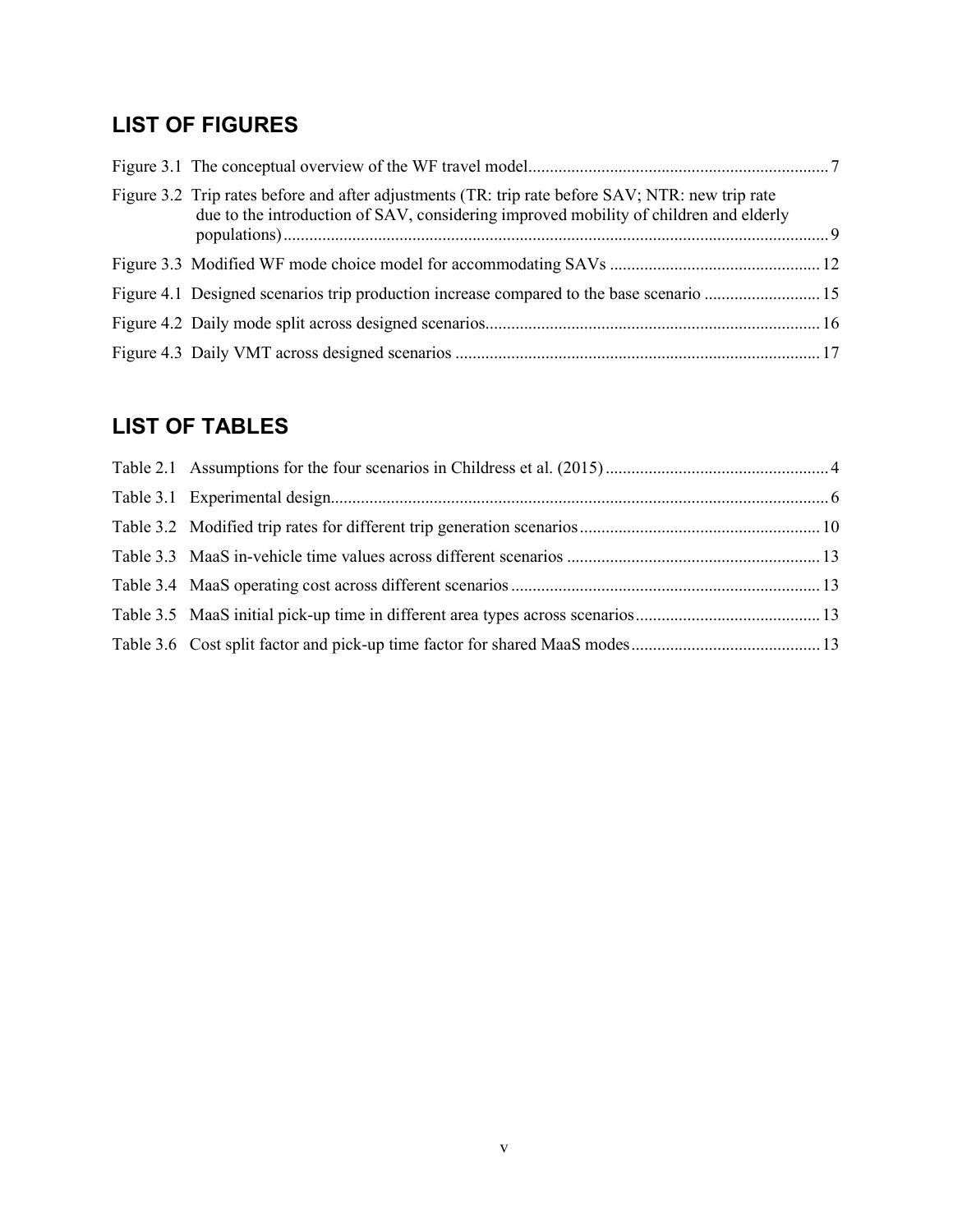## LIST OF FIGURES

Figure 3.1 The conceptual overview of the WF travel model ..................................................................... 7

Figure 3.2 Trip rates before and after adjustments (TR: trip rate before SAV; NTR: new trip rate due to the introduction of SAV, considering improved mobility of children and elderly populations) ............................................................................................................................ 9

Figure 3.3 Modified WF mode choice model for accommodating SAVs ................................................ 12

Figure 4.1 Designed scenarios trip production increase compared to the base scenario ........................... 15

Figure 4.2 Daily mode split across designed scenarios ............................................................................ 16

Figure 4.3 Daily VMT across designed scenarios .................................................................................... 17

## LIST OF TABLES

Table 2.1 Assumptions for the four scenarios in Childress et al. (2015) .................................................... 4

Table 3.1 Experimental design ................................................................................................................... 6

Table 3.2 Modified trip rates for different trip generation scenarios ........................................................ 10

Table 3.3 MaaS in-vehicle time values across different scenarios ........................................................... 13

Table 3.4 MaaS operating cost across different scenarios ........................................................................ 13

Table 3.5 MaaS initial pick-up time in different area types across scenarios ........................................... 13

Table 3.6 Cost split factor and pick-up time factor for shared MaaS modes ............................................ 13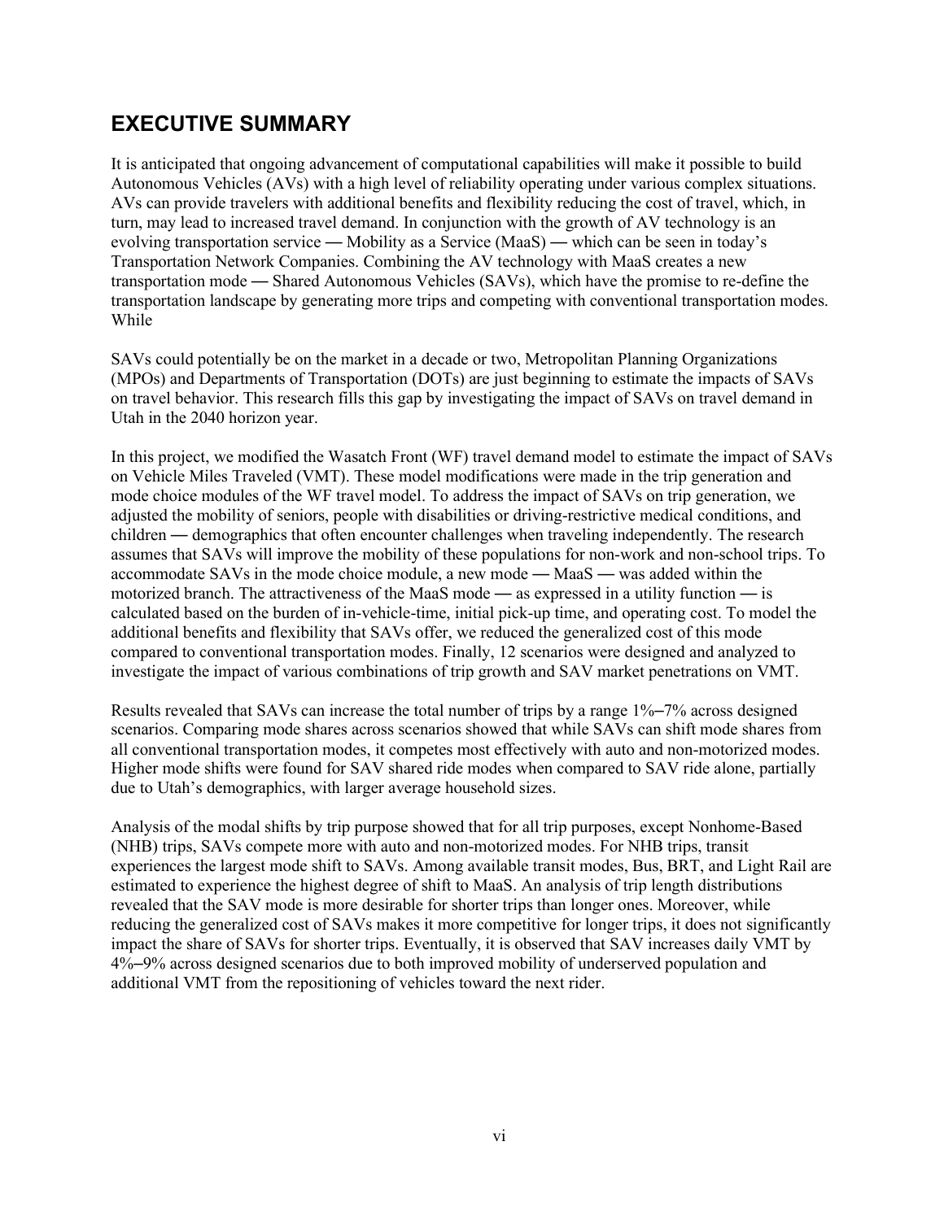# EXECUTIVE SUMMARY

It is anticipated that ongoing advancement of computational capabilities will make it possible to build Autonomous Vehicles (AVs) with a high level of reliability operating under various complex situations. AVs can provide travelers with additional benefits and flexibility reducing the cost of travel, which, in turn, may lead to increased travel demand. In conjunction with the growth of AV technology is an evolving transportation service — Mobility as a Service (MaaS) — which can be seen in today's Transportation Network Companies. Combining the AV technology with MaaS creates a new transportation mode — Shared Autonomous Vehicles (SAVs), which have the promise to re-define the transportation landscape by generating more trips and competing with conventional transportation modes. While

SAVs could potentially be on the market in a decade or two, Metropolitan Planning Organizations (MPOs) and Departments of Transportation (DOTs) are just beginning to estimate the impacts of SAVs on travel behavior. This research fills this gap by investigating the impact of SAVs on travel demand in Utah in the 2040 horizon year.

In this project, we modified the Wasatch Front (WF) travel demand model to estimate the impact of SAVs on Vehicle Miles Traveled (VMT). These model modifications were made in the trip generation and mode choice modules of the WF travel model. To address the impact of SAVs on trip generation, we adjusted the mobility of seniors, people with disabilities or driving-restrictive medical conditions, and children — demographics that often encounter challenges when traveling independently. The research assumes that SAVs will improve the mobility of these populations for non-work and non-school trips. To accommodate SAVs in the mode choice module, a new mode — MaaS — was added within the motorized branch. The attractiveness of the MaaS mode — as expressed in a utility function — is calculated based on the burden of in-vehicle-time, initial pick-up time, and operating cost. To model the additional benefits and flexibility that SAVs offer, we reduced the generalized cost of this mode compared to conventional transportation modes. Finally, 12 scenarios were designed and analyzed to investigate the impact of various combinations of trip growth and SAV market penetrations on VMT.

Results revealed that SAVs can increase the total number of trips by a range 1%–7% across designed scenarios. Comparing mode shares across scenarios showed that while SAVs can shift mode shares from all conventional transportation modes, it competes most effectively with auto and non-motorized modes. Higher mode shifts were found for SAV shared ride modes when compared to SAV ride alone, partially due to Utah's demographics, with larger average household sizes.

Analysis of the modal shifts by trip purpose showed that for all trip purposes, except Nonhome-Based (NHB) trips, SAVs compete more with auto and non-motorized modes. For NHB trips, transit experiences the largest mode shift to SAVs. Among available transit modes, Bus, BRT, and Light Rail are estimated to experience the highest degree of shift to MaaS. An analysis of trip length distributions revealed that the SAV mode is more desirable for shorter trips than longer ones. Moreover, while reducing the generalized cost of SAVs makes it more competitive for longer trips, it does not significantly impact the share of SAVs for shorter trips. Eventually, it is observed that SAV increases daily VMT by 4%–9% across designed scenarios due to both improved mobility of underserved population and additional VMT from the repositioning of vehicles toward the next rider.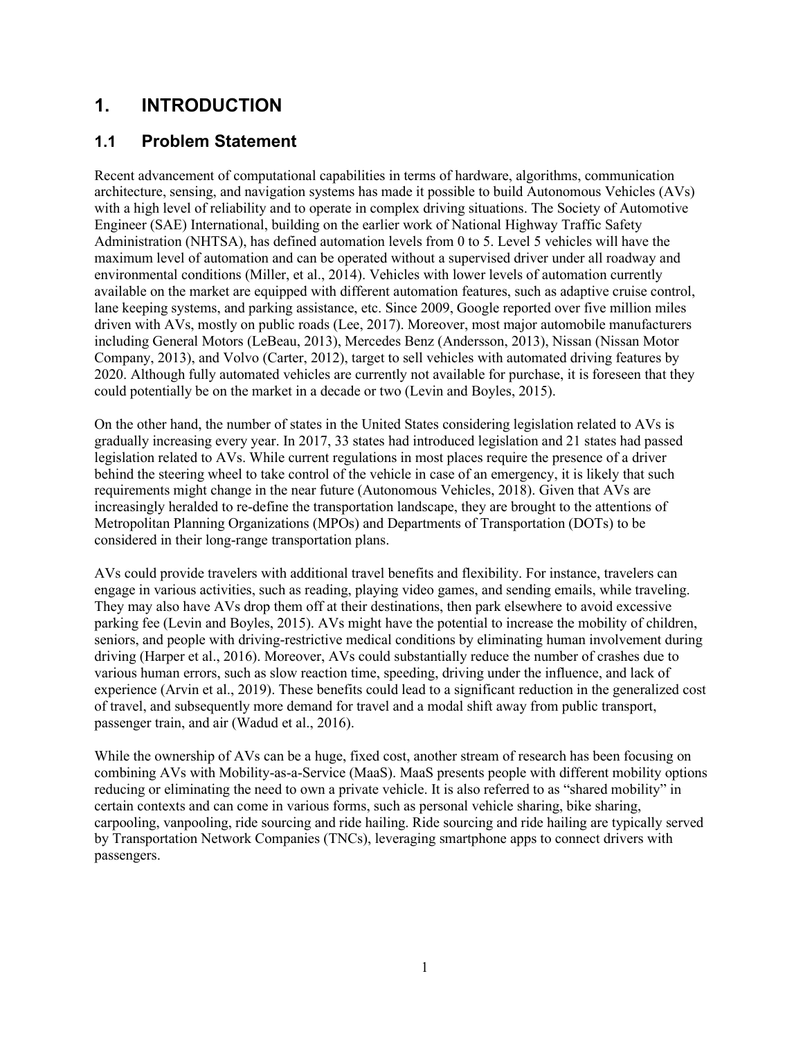# 1. INTRODUCTION

## 1.1 Problem Statement

Recent advancement of computational capabilities in terms of hardware, algorithms, communication architecture, sensing, and navigation systems has made it possible to build Autonomous Vehicles (AVs) with a high level of reliability and to operate in complex driving situations. The Society of Automotive Engineer (SAE) International, building on the earlier work of National Highway Traffic Safety Administration (NHTSA), has defined automation levels from 0 to 5. Level 5 vehicles will have the maximum level of automation and can be operated without a supervised driver under all roadway and environmental conditions (Miller, et al., 2014). Vehicles with lower levels of automation currently available on the market are equipped with different automation features, such as adaptive cruise control, lane keeping systems, and parking assistance, etc. Since 2009, Google reported over five million miles driven with AVs, mostly on public roads (Lee, 2017). Moreover, most major automobile manufacturers including General Motors (LeBeau, 2013), Mercedes Benz (Andersson, 2013), Nissan (Nissan Motor Company, 2013), and Volvo (Carter, 2012), target to sell vehicles with automated driving features by 2020. Although fully automated vehicles are currently not available for purchase, it is foreseen that they could potentially be on the market in a decade or two (Levin and Boyles, 2015).

On the other hand, the number of states in the United States considering legislation related to AVs is gradually increasing every year. In 2017, 33 states had introduced legislation and 21 states had passed legislation related to AVs. While current regulations in most places require the presence of a driver behind the steering wheel to take control of the vehicle in case of an emergency, it is likely that such requirements might change in the near future (Autonomous Vehicles, 2018). Given that AVs are increasingly heralded to re-define the transportation landscape, they are brought to the attentions of Metropolitan Planning Organizations (MPOs) and Departments of Transportation (DOTs) to be considered in their long-range transportation plans.

AVs could provide travelers with additional travel benefits and flexibility. For instance, travelers can engage in various activities, such as reading, playing video games, and sending emails, while traveling. They may also have AVs drop them off at their destinations, then park elsewhere to avoid excessive parking fee (Levin and Boyles, 2015). AVs might have the potential to increase the mobility of children, seniors, and people with driving-restrictive medical conditions by eliminating human involvement during driving (Harper et al., 2016). Moreover, AVs could substantially reduce the number of crashes due to various human errors, such as slow reaction time, speeding, driving under the influence, and lack of experience (Arvin et al., 2019). These benefits could lead to a significant reduction in the generalized cost of travel, and subsequently more demand for travel and a modal shift away from public transport, passenger train, and air (Wadud et al., 2016).

While the ownership of AVs can be a huge, fixed cost, another stream of research has been focusing on combining AVs with Mobility-as-a-Service (MaaS). MaaS presents people with different mobility options reducing or eliminating the need to own a private vehicle. It is also referred to as "shared mobility" in certain contexts and can come in various forms, such as personal vehicle sharing, bike sharing, carpooling, vanpooling, ride sourcing and ride hailing. Ride sourcing and ride hailing are typically served by Transportation Network Companies (TNCs), leveraging smartphone apps to connect drivers with passengers.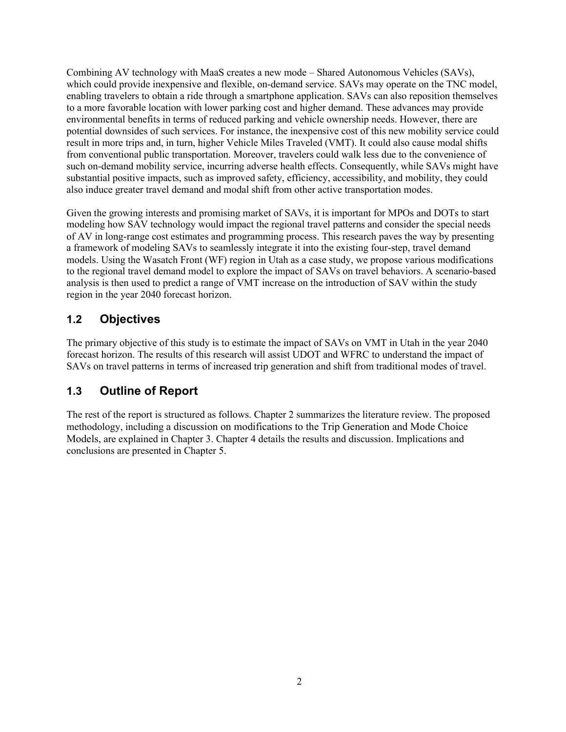Combining AV technology with MaaS creates a new mode – Shared Autonomous Vehicles (SAVs), which could provide inexpensive and flexible, on-demand service. SAVs may operate on the TNC model, enabling travelers to obtain a ride through a smartphone application. SAVs can also reposition themselves to a more favorable location with lower parking cost and higher demand. These advances may provide environmental benefits in terms of reduced parking and vehicle ownership needs. However, there are potential downsides of such services. For instance, the inexpensive cost of this new mobility service could result in more trips and, in turn, higher Vehicle Miles Traveled (VMT). It could also cause modal shifts from conventional public transportation. Moreover, travelers could walk less due to the convenience of such on-demand mobility service, incurring adverse health effects. Consequently, while SAVs might have substantial positive impacts, such as improved safety, efficiency, accessibility, and mobility, they could also induce greater travel demand and modal shift from other active transportation modes.

Given the growing interests and promising market of SAVs, it is important for MPOs and DOTs to start modeling how SAV technology would impact the regional travel patterns and consider the special needs of AV in long-range cost estimates and programming process. This research paves the way by presenting a framework of modeling SAVs to seamlessly integrate it into the existing four-step, travel demand models. Using the Wasatch Front (WF) region in Utah as a case study, we propose various modifications to the regional travel demand model to explore the impact of SAVs on travel behaviors. A scenario-based analysis is then used to predict a range of VMT increase on the introduction of SAV within the study region in the year 2040 forecast horizon.

## 1.2 Objectives

The primary objective of this study is to estimate the impact of SAVs on VMT in Utah in the year 2040 forecast horizon. The results of this research will assist UDOT and WFRC to understand the impact of SAVs on travel patterns in terms of increased trip generation and shift from traditional modes of travel.

## 1.3 Outline of Report

The rest of the report is structured as follows. Chapter 2 summarizes the literature review. The proposed methodology, including a discussion on modifications to the Trip Generation and Mode Choice Models, are explained in Chapter 3. Chapter 4 details the results and discussion. Implications and conclusions are presented in Chapter 5.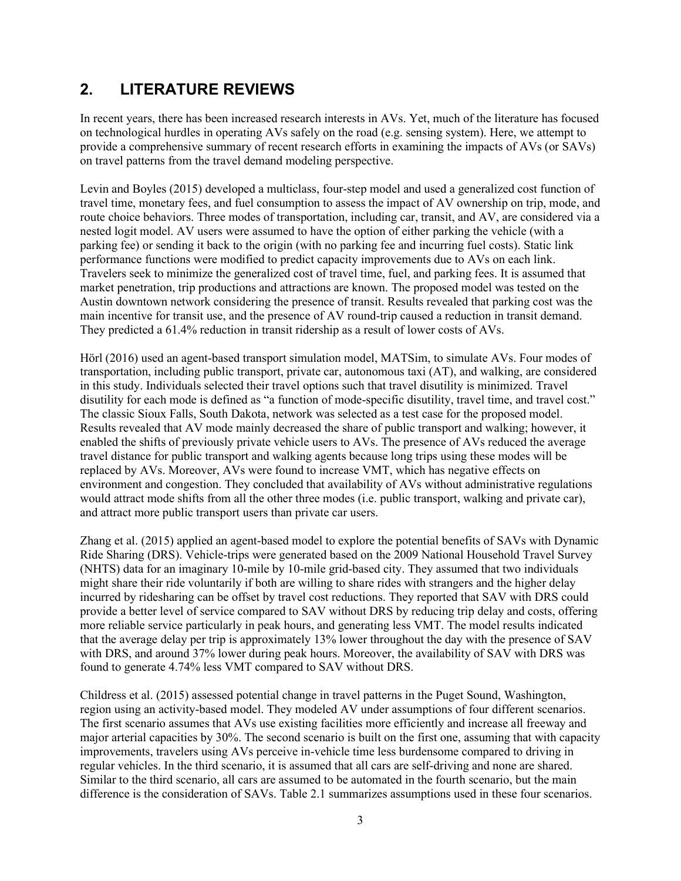## 2. LITERATURE REVIEWS

In recent years, there has been increased research interests in AVs. Yet, much of the literature has focused on technological hurdles in operating AVs safely on the road (e.g. sensing system). Here, we attempt to provide a comprehensive summary of recent research efforts in examining the impacts of AVs (or SAVs) on travel patterns from the travel demand modeling perspective.

Levin and Boyles (2015) developed a multiclass, four-step model and used a generalized cost function of travel time, monetary fees, and fuel consumption to assess the impact of AV ownership on trip, mode, and route choice behaviors. Three modes of transportation, including car, transit, and AV, are considered via a nested logit model. AV users were assumed to have the option of either parking the vehicle (with a parking fee) or sending it back to the origin (with no parking fee and incurring fuel costs). Static link performance functions were modified to predict capacity improvements due to AVs on each link. Travelers seek to minimize the generalized cost of travel time, fuel, and parking fees. It is assumed that market penetration, trip productions and attractions are known. The proposed model was tested on the Austin downtown network considering the presence of transit. Results revealed that parking cost was the main incentive for transit use, and the presence of AV round-trip caused a reduction in transit demand. They predicted a 61.4% reduction in transit ridership as a result of lower costs of AVs.

Hörl (2016) used an agent-based transport simulation model, MATSim, to simulate AVs. Four modes of transportation, including public transport, private car, autonomous taxi (AT), and walking, are considered in this study. Individuals selected their travel options such that travel disutility is minimized. Travel disutility for each mode is defined as "a function of mode-specific disutility, travel time, and travel cost." The classic Sioux Falls, South Dakota, network was selected as a test case for the proposed model. Results revealed that AV mode mainly decreased the share of public transport and walking; however, it enabled the shifts of previously private vehicle users to AVs. The presence of AVs reduced the average travel distance for public transport and walking agents because long trips using these modes will be replaced by AVs. Moreover, AVs were found to increase VMT, which has negative effects on environment and congestion. They concluded that availability of AVs without administrative regulations would attract mode shifts from all the other three modes (i.e. public transport, walking and private car), and attract more public transport users than private car users.

Zhang et al. (2015) applied an agent-based model to explore the potential benefits of SAVs with Dynamic Ride Sharing (DRS). Vehicle-trips were generated based on the 2009 National Household Travel Survey (NHTS) data for an imaginary 10-mile by 10-mile grid-based city. They assumed that two individuals might share their ride voluntarily if both are willing to share rides with strangers and the higher delay incurred by ridesharing can be offset by travel cost reductions. They reported that SAV with DRS could provide a better level of service compared to SAV without DRS by reducing trip delay and costs, offering more reliable service particularly in peak hours, and generating less VMT. The model results indicated that the average delay per trip is approximately 13% lower throughout the day with the presence of SAV with DRS, and around 37% lower during peak hours. Moreover, the availability of SAV with DRS was found to generate 4.74% less VMT compared to SAV without DRS.

Childress et al. (2015) assessed potential change in travel patterns in the Puget Sound, Washington, region using an activity-based model. They modeled AV under assumptions of four different scenarios. The first scenario assumes that AVs use existing facilities more efficiently and increase all freeway and major arterial capacities by 30%. The second scenario is built on the first one, assuming that with capacity improvements, travelers using AVs perceive in-vehicle time less burdensome compared to driving in regular vehicles. In the third scenario, it is assumed that all cars are self-driving and none are shared. Similar to the third scenario, all cars are assumed to be automated in the fourth scenario, but the main difference is the consideration of SAVs. Table 2.1 summarizes assumptions used in these four scenarios.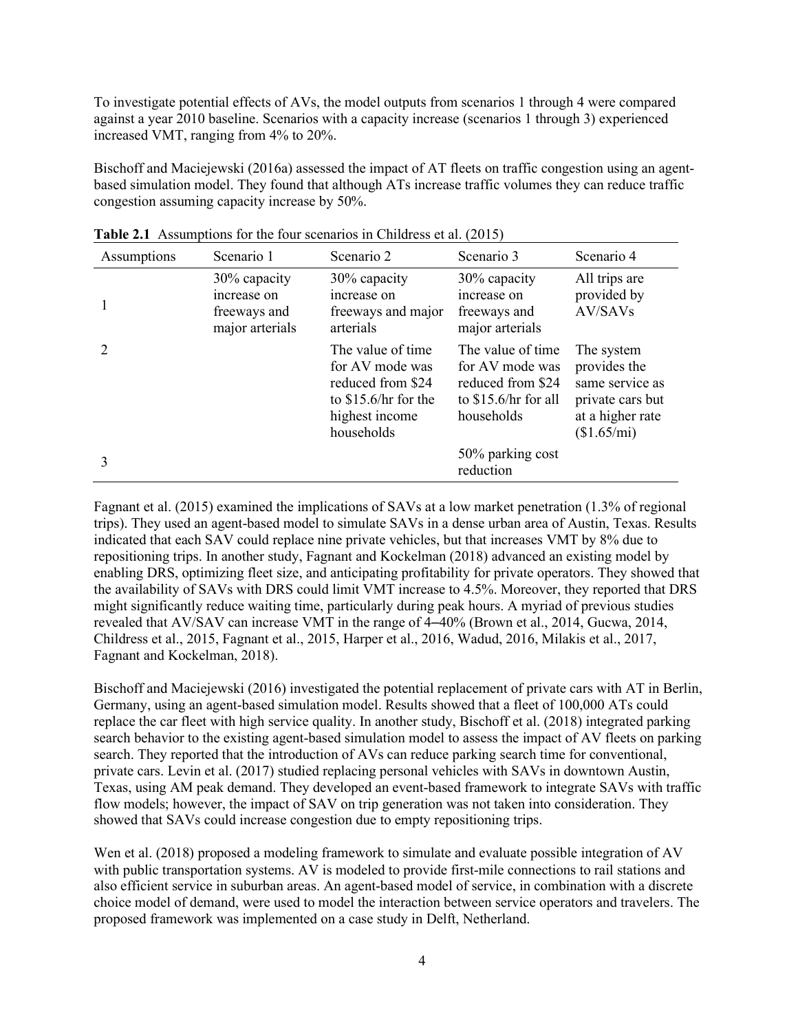To investigate potential effects of AVs, the model outputs from scenarios 1 through 4 were compared against a year 2010 baseline. Scenarios with a capacity increase (scenarios 1 through 3) experienced increased VMT, ranging from 4% to 20%.

Bischoff and Maciejewski (2016a) assessed the impact of AT fleets on traffic congestion using an agent-based simulation model. They found that although ATs increase traffic volumes they can reduce traffic congestion assuming capacity increase by 50%.

**Table 2.1** Assumptions for the four scenarios in Childress et al. (2015)

| Assumptions | Scenario 1 | Scenario 2 | Scenario 3 | Scenario 4 |
|---|---|---|---|---|
| 1 | 30% capacity increase on freeways and major arterials | 30% capacity increase on freeways and major arterials | 30% capacity increase on freeways and major arterials | All trips are provided by AV/SAVs |
| 2 | | The value of time for AV mode was reduced from $24 to $15.6/hr for the highest income households | The value of time for AV mode was reduced from $24 to $15.6/hr for all households | The system provides the same service as private cars but at a higher rate ($1.65/mi) |
| 3 | | | 50% parking cost reduction | |

Fagnant et al. (2015) examined the implications of SAVs at a low market penetration (1.3% of regional trips). They used an agent-based model to simulate SAVs in a dense urban area of Austin, Texas. Results indicated that each SAV could replace nine private vehicles, but that increases VMT by 8% due to repositioning trips. In another study, Fagnant and Kockelman (2018) advanced an existing model by enabling DRS, optimizing fleet size, and anticipating profitability for private operators. They showed that the availability of SAVs with DRS could limit VMT increase to 4.5%. Moreover, they reported that DRS might significantly reduce waiting time, particularly during peak hours. A myriad of previous studies revealed that AV/SAV can increase VMT in the range of 4–40% (Brown et al., 2014, Gucwa, 2014, Childress et al., 2015, Fagnant et al., 2015, Harper et al., 2016, Wadud, 2016, Milakis et al., 2017, Fagnant and Kockelman, 2018).

Bischoff and Maciejewski (2016) investigated the potential replacement of private cars with AT in Berlin, Germany, using an agent-based simulation model. Results showed that a fleet of 100,000 ATs could replace the car fleet with high service quality. In another study, Bischoff et al. (2018) integrated parking search behavior to the existing agent-based simulation model to assess the impact of AV fleets on parking search. They reported that the introduction of AVs can reduce parking search time for conventional, private cars. Levin et al. (2017) studied replacing personal vehicles with SAVs in downtown Austin, Texas, using AM peak demand. They developed an event-based framework to integrate SAVs with traffic flow models; however, the impact of SAV on trip generation was not taken into consideration. They showed that SAVs could increase congestion due to empty repositioning trips.

Wen et al. (2018) proposed a modeling framework to simulate and evaluate possible integration of AV with public transportation systems. AV is modeled to provide first-mile connections to rail stations and also efficient service in suburban areas. An agent-based model of service, in combination with a discrete choice model of demand, were used to model the interaction between service operators and travelers. The proposed framework was implemented on a case study in Delft, Netherland.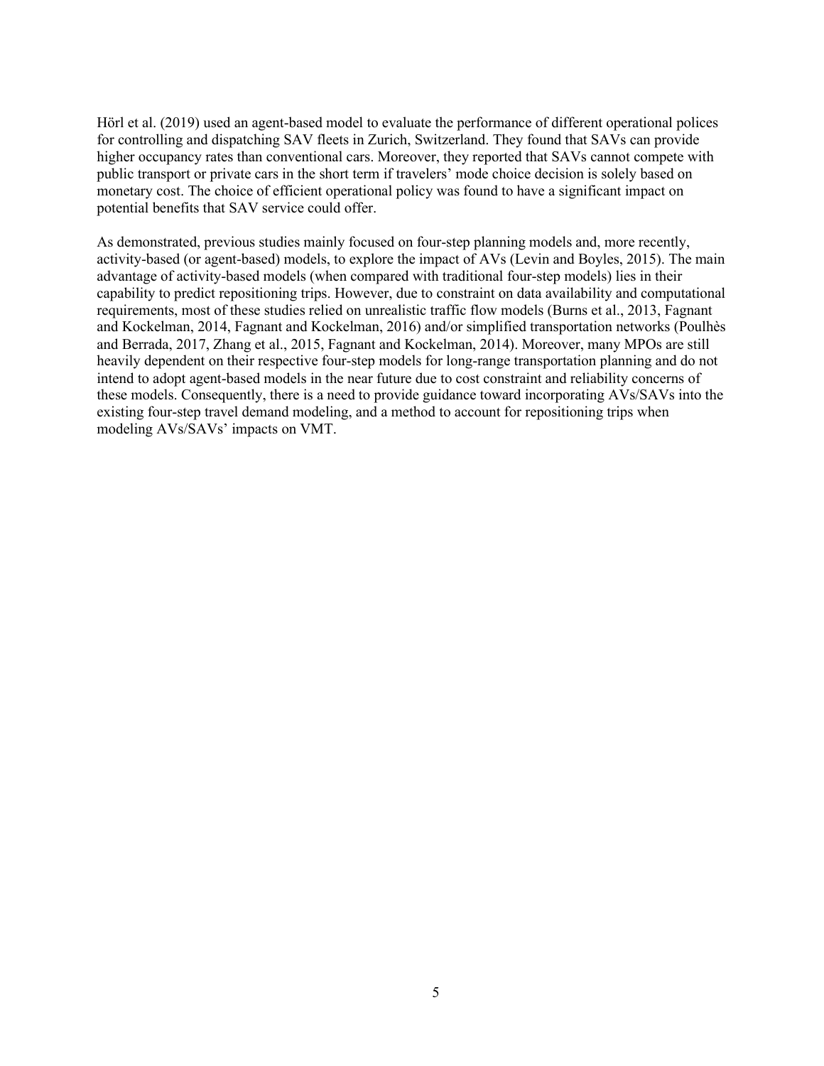Hörl et al. (2019) used an agent-based model to evaluate the performance of different operational polices for controlling and dispatching SAV fleets in Zurich, Switzerland. They found that SAVs can provide higher occupancy rates than conventional cars. Moreover, they reported that SAVs cannot compete with public transport or private cars in the short term if travelers' mode choice decision is solely based on monetary cost. The choice of efficient operational policy was found to have a significant impact on potential benefits that SAV service could offer.

As demonstrated, previous studies mainly focused on four-step planning models and, more recently, activity-based (or agent-based) models, to explore the impact of AVs (Levin and Boyles, 2015). The main advantage of activity-based models (when compared with traditional four-step models) lies in their capability to predict repositioning trips. However, due to constraint on data availability and computational requirements, most of these studies relied on unrealistic traffic flow models (Burns et al., 2013, Fagnant and Kockelman, 2014, Fagnant and Kockelman, 2016) and/or simplified transportation networks (Poulhès and Berrada, 2017, Zhang et al., 2015, Fagnant and Kockelman, 2014). Moreover, many MPOs are still heavily dependent on their respective four-step models for long-range transportation planning and do not intend to adopt agent-based models in the near future due to cost constraint and reliability concerns of these models. Consequently, there is a need to provide guidance toward incorporating AVs/SAVs into the existing four-step travel demand modeling, and a method to account for repositioning trips when modeling AVs/SAVs' impacts on VMT.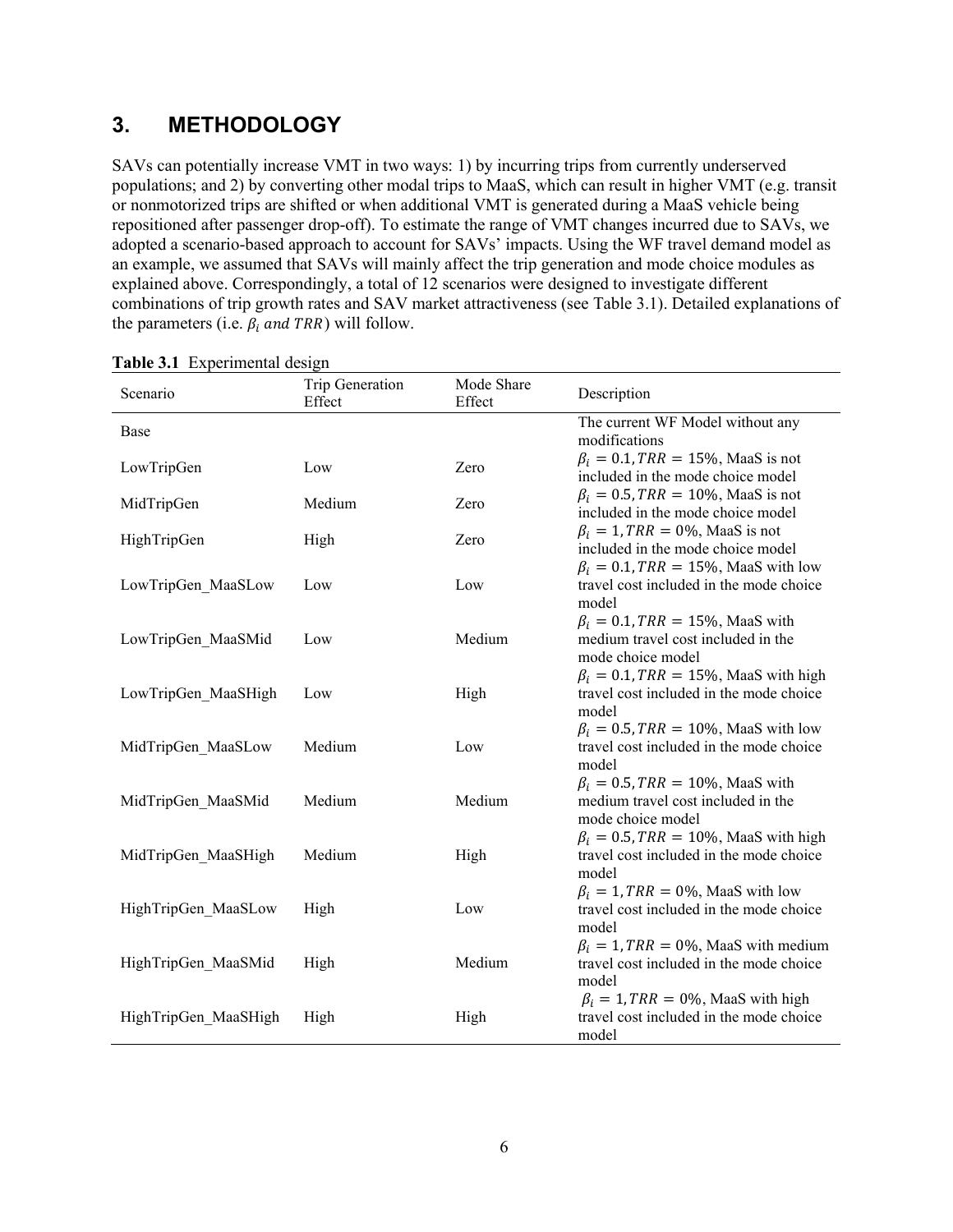## 3. METHODOLOGY

SAVs can potentially increase VMT in two ways: 1) by incurring trips from currently underserved populations; and 2) by converting other modal trips to MaaS, which can result in higher VMT (e.g. transit or nonmotorized trips are shifted or when additional VMT is generated during a MaaS vehicle being repositioned after passenger drop-off). To estimate the range of VMT changes incurred due to SAVs, we adopted a scenario-based approach to account for SAVs' impacts. Using the WF travel demand model as an example, we assumed that SAVs will mainly affect the trip generation and mode choice modules as explained above. Correspondingly, a total of 12 scenarios were designed to investigate different combinations of trip growth rates and SAV market attractiveness (see Table 3.1). Detailed explanations of the parameters (i.e. $\beta_i$ *and* $TRR$) will follow.

**Table 3.1** Experimental design

| Scenario | Trip Generation Effect | Mode Share Effect | Description |
|---|---|---|---|
| Base | | | The current WF Model without any modifications |
| LowTripGen | Low | Zero | $\beta_i = 0.1, TRR = 15\%$, MaaS is not included in the mode choice model |
| MidTripGen | Medium | Zero | $\beta_i = 0.5, TRR = 10\%$, MaaS is not included in the mode choice model |
| HighTripGen | High | Zero | $\beta_i = 1, TRR = 0\%$, MaaS is not included in the mode choice model |
| LowTripGen_MaaSLow | Low | Low | $\beta_i = 0.1, TRR = 15\%$, MaaS with low travel cost included in the mode choice model |
| LowTripGen_MaaSMid | Low | Medium | $\beta_i = 0.1, TRR = 15\%$, MaaS with medium travel cost included in the mode choice model |
| LowTripGen_MaaSHigh | Low | High | $\beta_i = 0.1, TRR = 15\%$, MaaS with high travel cost included in the mode choice model |
| MidTripGen_MaaSLow | Medium | Low | $\beta_i = 0.5, TRR = 10\%$, MaaS with low travel cost included in the mode choice model |
| MidTripGen_MaaSMid | Medium | Medium | $\beta_i = 0.5, TRR = 10\%$, MaaS with medium travel cost included in the mode choice model |
| MidTripGen_MaaSHigh | Medium | High | $\beta_i = 0.5, TRR = 10\%$, MaaS with high travel cost included in the mode choice model |
| HighTripGen_MaaSLow | High | Low | $\beta_i = 1, TRR = 0\%$, MaaS with low travel cost included in the mode choice model |
| HighTripGen_MaaSMid | High | Medium | $\beta_i = 1, TRR = 0\%$, MaaS with medium travel cost included in the mode choice model |
| HighTripGen_MaaSHigh | High | High | $\beta_i = 1, TRR = 0\%$, MaaS with high travel cost included in the mode choice model |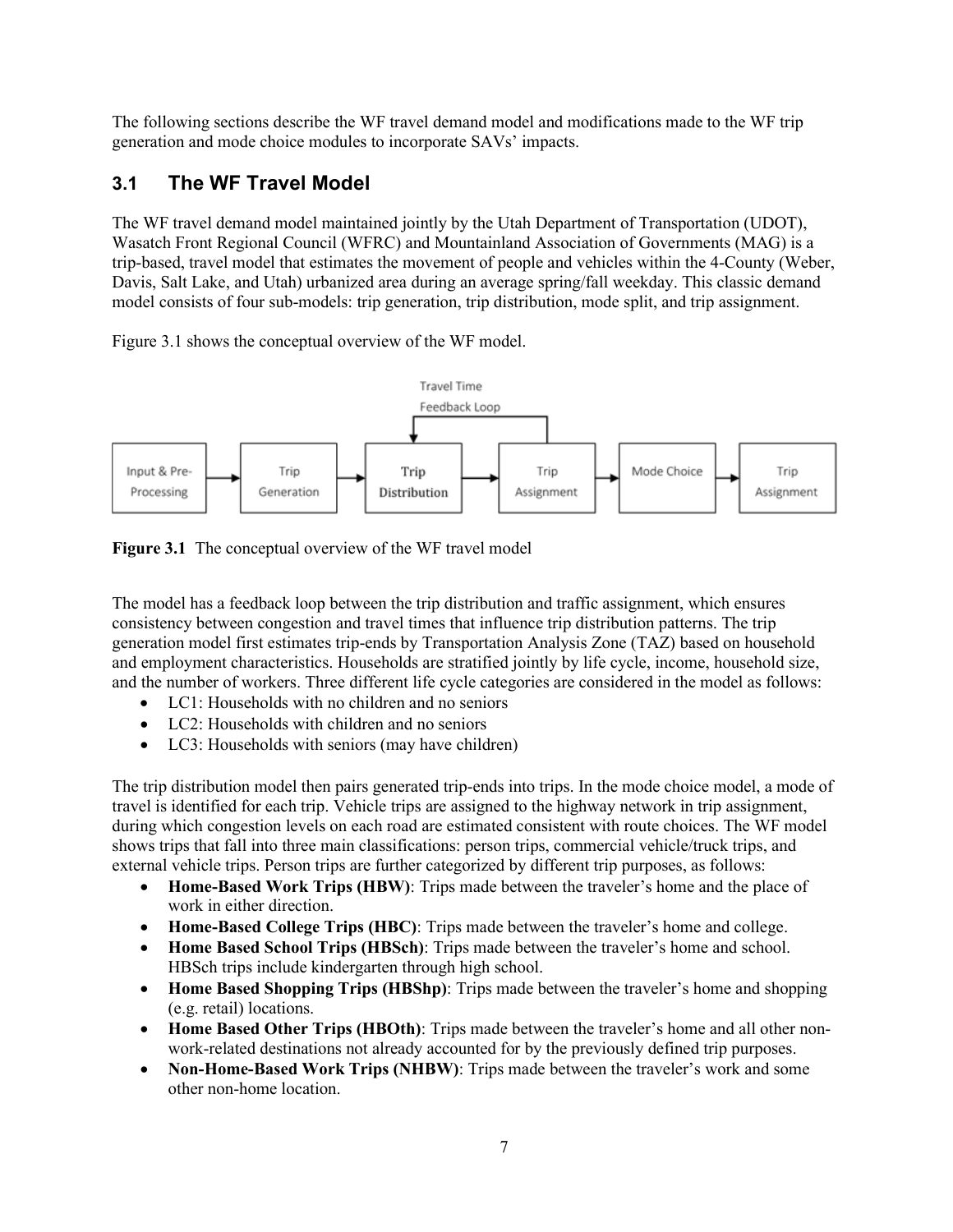The following sections describe the WF travel demand model and modifications made to the WF trip generation and mode choice modules to incorporate SAVs' impacts.

## 3.1 The WF Travel Model

The WF travel demand model maintained jointly by the Utah Department of Transportation (UDOT), Wasatch Front Regional Council (WFRC) and Mountainland Association of Governments (MAG) is a trip-based, travel model that estimates the movement of people and vehicles within the 4-County (Weber, Davis, Salt Lake, and Utah) urbanized area during an average spring/fall weekday. This classic demand model consists of four sub-models: trip generation, trip distribution, mode split, and trip assignment.

Figure 3.1 shows the conceptual overview of the WF model.

Travel Time Feedback Loop

Input & Pre-Processing → Trip Generation → **Trip Distribution** → Trip Assignment → Mode Choice → Trip Assignment

**Figure 3.1** The conceptual overview of the WF travel model

The model has a feedback loop between the trip distribution and traffic assignment, which ensures consistency between congestion and travel times that influence trip distribution patterns. The trip generation model first estimates trip-ends by Transportation Analysis Zone (TAZ) based on household and employment characteristics. Households are stratified jointly by life cycle, income, household size, and the number of workers. Three different life cycle categories are considered in the model as follows:

- LC1: Households with no children and no seniors
- LC2: Households with children and no seniors
- LC3: Households with seniors (may have children)

The trip distribution model then pairs generated trip-ends into trips. In the mode choice model, a mode of travel is identified for each trip. Vehicle trips are assigned to the highway network in trip assignment, during which congestion levels on each road are estimated consistent with route choices. The WF model shows trips that fall into three main classifications: person trips, commercial vehicle/truck trips, and external vehicle trips. Person trips are further categorized by different trip purposes, as follows:

- **Home-Based Work Trips (HBW)**: Trips made between the traveler's home and the place of work in either direction.
- **Home-Based College Trips (HBC)**: Trips made between the traveler's home and college.
- **Home Based School Trips (HBSch)**: Trips made between the traveler's home and school. HBSch trips include kindergarten through high school.
- **Home Based Shopping Trips (HBShp)**: Trips made between the traveler's home and shopping (e.g. retail) locations.
- **Home Based Other Trips (HBOth)**: Trips made between the traveler's home and all other non-work-related destinations not already accounted for by the previously defined trip purposes.
- **Non-Home-Based Work Trips (NHBW)**: Trips made between the traveler's work and some other non-home location.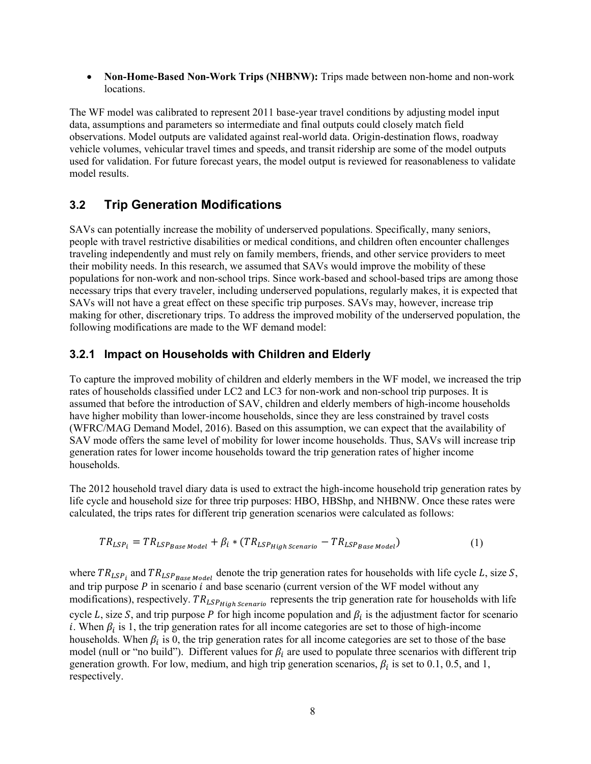- **Non-Home-Based Non-Work Trips (NHBNW):** Trips made between non-home and non-work locations.

The WF model was calibrated to represent 2011 base-year travel conditions by adjusting model input data, assumptions and parameters so intermediate and final outputs could closely match field observations. Model outputs are validated against real-world data. Origin-destination flows, roadway vehicle volumes, vehicular travel times and speeds, and transit ridership are some of the model outputs used for validation. For future forecast years, the model output is reviewed for reasonableness to validate model results.

## 3.2 Trip Generation Modifications

SAVs can potentially increase the mobility of underserved populations. Specifically, many seniors, people with travel restrictive disabilities or medical conditions, and children often encounter challenges traveling independently and must rely on family members, friends, and other service providers to meet their mobility needs. In this research, we assumed that SAVs would improve the mobility of these populations for non-work and non-school trips. Since work-based and school-based trips are among those necessary trips that every traveler, including underserved populations, regularly makes, it is expected that SAVs will not have a great effect on these specific trip purposes. SAVs may, however, increase trip making for other, discretionary trips. To address the improved mobility of the underserved population, the following modifications are made to the WF demand model:

### 3.2.1 Impact on Households with Children and Elderly

To capture the improved mobility of children and elderly members in the WF model, we increased the trip rates of households classified under LC2 and LC3 for non-work and non-school trip purposes. It is assumed that before the introduction of SAV, children and elderly members of high-income households have higher mobility than lower-income households, since they are less constrained by travel costs (WFRC/MAG Demand Model, 2016). Based on this assumption, we can expect that the availability of SAV mode offers the same level of mobility for lower income households. Thus, SAVs will increase trip generation rates for lower income households toward the trip generation rates of higher income households.

The 2012 household travel diary data is used to extract the high-income household trip generation rates by life cycle and household size for three trip purposes: HBO, HBShp, and NHBNW. Once these rates were calculated, the trips rates for different trip generation scenarios were calculated as follows:

$$TR_{LSP_i} = TR_{LSP_{Base\ Model}} + \beta_i * (TR_{LSP_{High\ Scenario}} - TR_{LSP_{Base\ Model}}) \tag{1}$$

where $TR_{LSP_i}$ and $TR_{LSP_{Base\ Model}}$ denote the trip generation rates for households with life cycle $L$, size $S$, and trip purpose $P$ in scenario $i$ and base scenario (current version of the WF model without any modifications), respectively. $TR_{LSP_{High\ Scenario}}$ represents the trip generation rate for households with life cycle $L$, size $S$, and trip purpose $P$ for high income population and $\beta_i$ is the adjustment factor for scenario $i$. When $\beta_i$ is 1, the trip generation rates for all income categories are set to those of high-income households. When $\beta_i$ is 0, the trip generation rates for all income categories are set to those of the base model (null or "no build"). Different values for $\beta_i$ are used to populate three scenarios with different trip generation growth. For low, medium, and high trip generation scenarios, $\beta_i$ is set to 0.1, 0.5, and 1, respectively.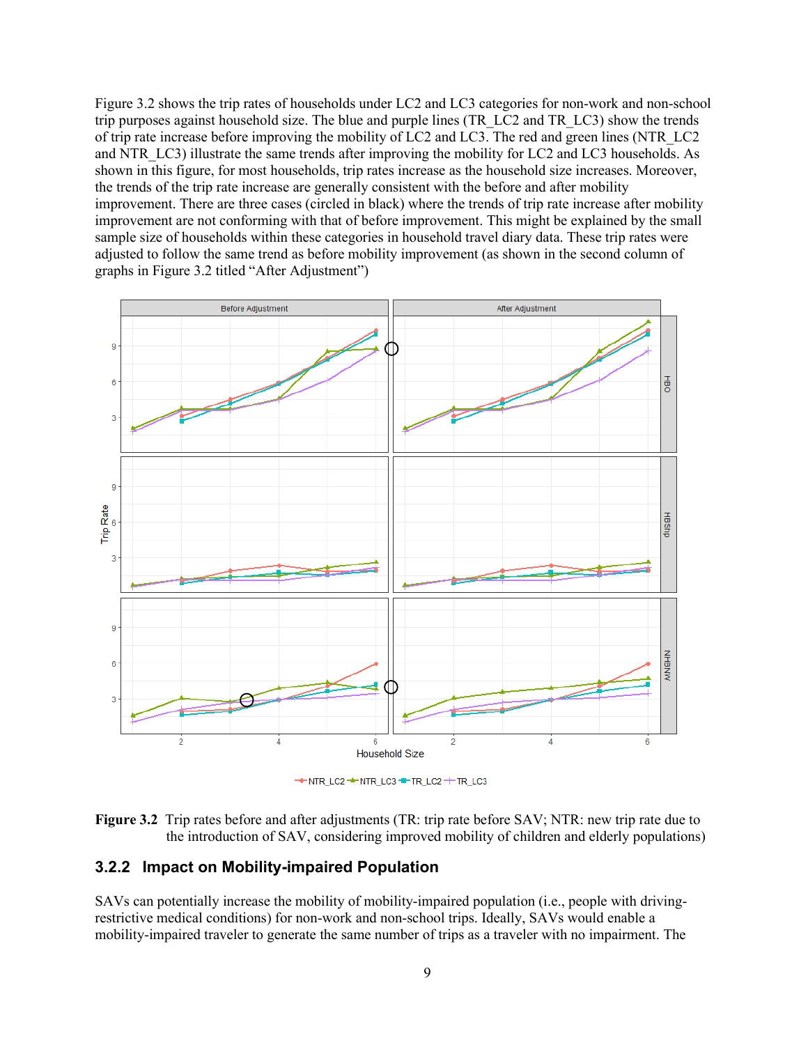Figure 3.2 shows the trip rates of households under LC2 and LC3 categories for non-work and non-school trip purposes against household size. The blue and purple lines (TR_LC2 and TR_LC3) show the trends of trip rate increase before improving the mobility of LC2 and LC3. The red and green lines (NTR_LC2 and NTR_LC3) illustrate the same trends after improving the mobility for LC2 and LC3 households. As shown in this figure, for most households, trip rates increase as the household size increases. Moreover, the trends of the trip rate increase are generally consistent with the before and after mobility improvement. There are three cases (circled in black) where the trends of trip rate increase after mobility improvement are not conforming with that of before improvement. This might be explained by the small sample size of households within these categories in household travel diary data. These trip rates were adjusted to follow the same trend as before mobility improvement (as shown in the second column of graphs in Figure 3.2 titled "After Adjustment")

**Figure 3.2** Trip rates before and after adjustments (TR: trip rate before SAV; NTR: new trip rate due to the introduction of SAV, considering improved mobility of children and elderly populations)

### 3.2.2 Impact on Mobility-impaired Population

SAVs can potentially increase the mobility of mobility-impaired population (i.e., people with driving-restrictive medical conditions) for non-work and non-school trips. Ideally, SAVs would enable a mobility-impaired traveler to generate the same number of trips as a traveler with no impairment. The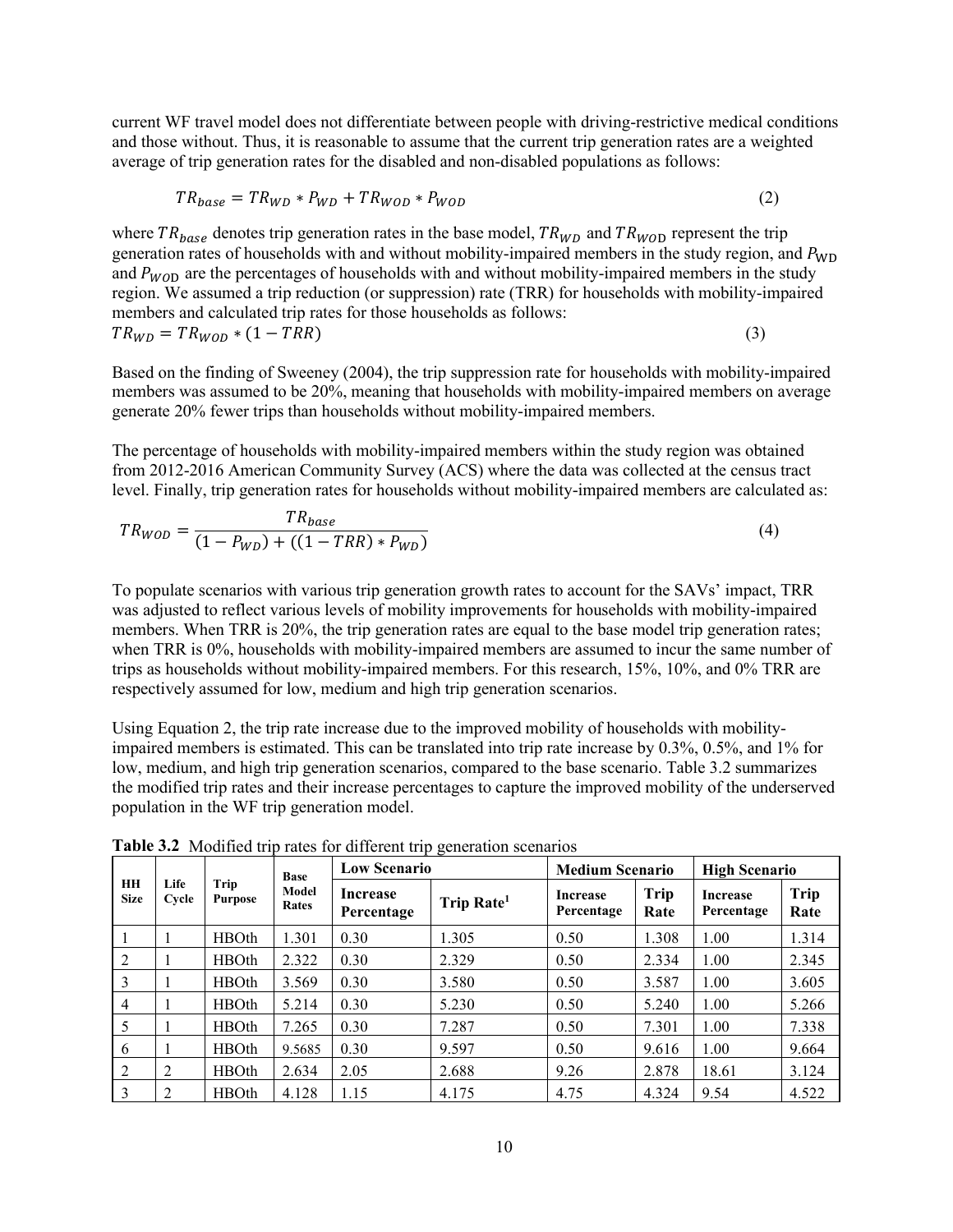current WF travel model does not differentiate between people with driving-restrictive medical conditions and those without. Thus, it is reasonable to assume that the current trip generation rates are a weighted average of trip generation rates for the disabled and non-disabled populations as follows:

$$TR_{base} = TR_{WD} * P_{WD} + TR_{WOD} * P_{WOD} \tag{2}$$

where $TR_{base}$ denotes trip generation rates in the base model, $TR_{WD}$ and $TR_{WOD}$ represent the trip generation rates of households with and without mobility-impaired members in the study region, and $P_{WD}$ and $P_{WOD}$ are the percentages of households with and without mobility-impaired members in the study region. We assumed a trip reduction (or suppression) rate (TRR) for households with mobility-impaired members and calculated trip rates for those households as follows:

$$TR_{WD} = TR_{WOD} * (1 - TRR) \tag{3}$$

Based on the finding of Sweeney (2004), the trip suppression rate for households with mobility-impaired members was assumed to be 20%, meaning that households with mobility-impaired members on average generate 20% fewer trips than households without mobility-impaired members.

The percentage of households with mobility-impaired members within the study region was obtained from 2012-2016 American Community Survey (ACS) where the data was collected at the census tract level. Finally, trip generation rates for households without mobility-impaired members are calculated as:

$$TR_{WOD} = \frac{TR_{base}}{(1 - P_{WD}) + ((1 - TRR) * P_{WD})} \tag{4}$$

To populate scenarios with various trip generation growth rates to account for the SAVs' impact, TRR was adjusted to reflect various levels of mobility improvements for households with mobility-impaired members. When TRR is 20%, the trip generation rates are equal to the base model trip generation rates; when TRR is 0%, households with mobility-impaired members are assumed to incur the same number of trips as households without mobility-impaired members. For this research, 15%, 10%, and 0% TRR are respectively assumed for low, medium and high trip generation scenarios.

Using Equation 2, the trip rate increase due to the improved mobility of households with mobility-impaired members is estimated. This can be translated into trip rate increase by 0.3%, 0.5%, and 1% for low, medium, and high trip generation scenarios, compared to the base scenario. Table 3.2 summarizes the modified trip rates and their increase percentages to capture the improved mobility of the underserved population in the WF trip generation model.

**Table 3.2** Modified trip rates for different trip generation scenarios

| HH Size | Life Cycle | Trip Purpose | Base Model Rates | Low Scenario | | Medium Scenario | | High Scenario | |
|---|---|---|---|---|---|---|---|---|---|
| | | | | Increase Percentage | Trip Rate[1] | Increase Percentage | Trip Rate | Increase Percentage | Trip Rate |
| 1 | 1 | HBOth | 1.301 | 0.30 | 1.305 | 0.50 | 1.308 | 1.00 | 1.314 |
| 2 | 1 | HBOth | 2.322 | 0.30 | 2.329 | 0.50 | 2.334 | 1.00 | 2.345 |
| 3 | 1 | HBOth | 3.569 | 0.30 | 3.580 | 0.50 | 3.587 | 1.00 | 3.605 |
| 4 | 1 | HBOth | 5.214 | 0.30 | 5.230 | 0.50 | 5.240 | 1.00 | 5.266 |
| 5 | 1 | HBOth | 7.265 | 0.30 | 7.287 | 0.50 | 7.301 | 1.00 | 7.338 |
| 6 | 1 | HBOth | 9.5685 | 0.30 | 9.597 | 0.50 | 9.616 | 1.00 | 9.664 |
| 2 | 2 | HBOth | 2.634 | 2.05 | 2.688 | 9.26 | 2.878 | 18.61 | 3.124 |
| 3 | 2 | HBOth | 4.128 | 1.15 | 4.175 | 4.75 | 4.324 | 9.54 | 4.522 |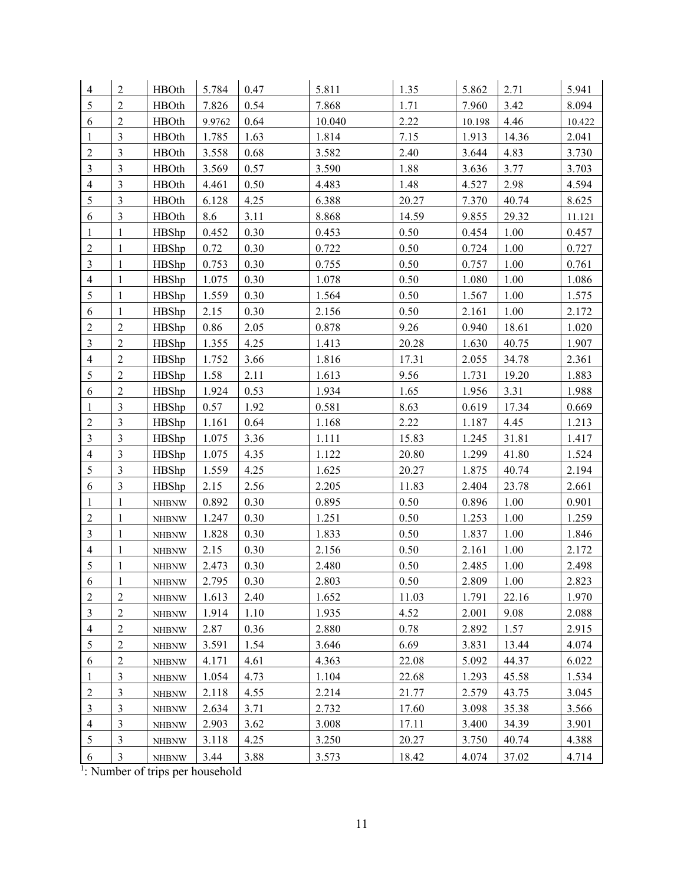| | | | | | | | | | |
|---|---|---|---|---|---|---|---|---|---|
| 4 | 2 | HBOth | 5.784 | 0.47 | 5.811 | 1.35 | 5.862 | 2.71 | 5.941 |
| 5 | 2 | HBOth | 7.826 | 0.54 | 7.868 | 1.71 | 7.960 | 3.42 | 8.094 |
| 6 | 2 | HBOth | 9.9762 | 0.64 | 10.040 | 2.22 | 10.198 | 4.46 | 10.422 |
| 1 | 3 | HBOth | 1.785 | 1.63 | 1.814 | 7.15 | 1.913 | 14.36 | 2.041 |
| 2 | 3 | HBOth | 3.558 | 0.68 | 3.582 | 2.40 | 3.644 | 4.83 | 3.730 |
| 3 | 3 | HBOth | 3.569 | 0.57 | 3.590 | 1.88 | 3.636 | 3.77 | 3.703 |
| 4 | 3 | HBOth | 4.461 | 0.50 | 4.483 | 1.48 | 4.527 | 2.98 | 4.594 |
| 5 | 3 | HBOth | 6.128 | 4.25 | 6.388 | 20.27 | 7.370 | 40.74 | 8.625 |
| 6 | 3 | HBOth | 8.6 | 3.11 | 8.868 | 14.59 | 9.855 | 29.32 | 11.121 |
| 1 | 1 | HBShp | 0.452 | 0.30 | 0.453 | 0.50 | 0.454 | 1.00 | 0.457 |
| 2 | 1 | HBShp | 0.72 | 0.30 | 0.722 | 0.50 | 0.724 | 1.00 | 0.727 |
| 3 | 1 | HBShp | 0.753 | 0.30 | 0.755 | 0.50 | 0.757 | 1.00 | 0.761 |
| 4 | 1 | HBShp | 1.075 | 0.30 | 1.078 | 0.50 | 1.080 | 1.00 | 1.086 |
| 5 | 1 | HBShp | 1.559 | 0.30 | 1.564 | 0.50 | 1.567 | 1.00 | 1.575 |
| 6 | 1 | HBShp | 2.15 | 0.30 | 2.156 | 0.50 | 2.161 | 1.00 | 2.172 |
| 2 | 2 | HBShp | 0.86 | 2.05 | 0.878 | 9.26 | 0.940 | 18.61 | 1.020 |
| 3 | 2 | HBShp | 1.355 | 4.25 | 1.413 | 20.28 | 1.630 | 40.75 | 1.907 |
| 4 | 2 | HBShp | 1.752 | 3.66 | 1.816 | 17.31 | 2.055 | 34.78 | 2.361 |
| 5 | 2 | HBShp | 1.58 | 2.11 | 1.613 | 9.56 | 1.731 | 19.20 | 1.883 |
| 6 | 2 | HBShp | 1.924 | 0.53 | 1.934 | 1.65 | 1.956 | 3.31 | 1.988 |
| 1 | 3 | HBShp | 0.57 | 1.92 | 0.581 | 8.63 | 0.619 | 17.34 | 0.669 |
| 2 | 3 | HBShp | 1.161 | 0.64 | 1.168 | 2.22 | 1.187 | 4.45 | 1.213 |
| 3 | 3 | HBShp | 1.075 | 3.36 | 1.111 | 15.83 | 1.245 | 31.81 | 1.417 |
| 4 | 3 | HBShp | 1.075 | 4.35 | 1.122 | 20.80 | 1.299 | 41.80 | 1.524 |
| 5 | 3 | HBShp | 1.559 | 4.25 | 1.625 | 20.27 | 1.875 | 40.74 | 2.194 |
| 6 | 3 | HBShp | 2.15 | 2.56 | 2.205 | 11.83 | 2.404 | 23.78 | 2.661 |
| 1 | 1 | NHBNW | 0.892 | 0.30 | 0.895 | 0.50 | 0.896 | 1.00 | 0.901 |
| 2 | 1 | NHBNW | 1.247 | 0.30 | 1.251 | 0.50 | 1.253 | 1.00 | 1.259 |
| 3 | 1 | NHBNW | 1.828 | 0.30 | 1.833 | 0.50 | 1.837 | 1.00 | 1.846 |
| 4 | 1 | NHBNW | 2.15 | 0.30 | 2.156 | 0.50 | 2.161 | 1.00 | 2.172 |
| 5 | 1 | NHBNW | 2.473 | 0.30 | 2.480 | 0.50 | 2.485 | 1.00 | 2.498 |
| 6 | 1 | NHBNW | 2.795 | 0.30 | 2.803 | 0.50 | 2.809 | 1.00 | 2.823 |
| 2 | 2 | NHBNW | 1.613 | 2.40 | 1.652 | 11.03 | 1.791 | 22.16 | 1.970 |
| 3 | 2 | NHBNW | 1.914 | 1.10 | 1.935 | 4.52 | 2.001 | 9.08 | 2.088 |
| 4 | 2 | NHBNW | 2.87 | 0.36 | 2.880 | 0.78 | 2.892 | 1.57 | 2.915 |
| 5 | 2 | NHBNW | 3.591 | 1.54 | 3.646 | 6.69 | 3.831 | 13.44 | 4.074 |
| 6 | 2 | NHBNW | 4.171 | 4.61 | 4.363 | 22.08 | 5.092 | 44.37 | 6.022 |
| 1 | 3 | NHBNW | 1.054 | 4.73 | 1.104 | 22.68 | 1.293 | 45.58 | 1.534 |
| 2 | 3 | NHBNW | 2.118 | 4.55 | 2.214 | 21.77 | 2.579 | 43.75 | 3.045 |
| 3 | 3 | NHBNW | 2.634 | 3.71 | 2.732 | 17.60 | 3.098 | 35.38 | 3.566 |
| 4 | 3 | NHBNW | 2.903 | 3.62 | 3.008 | 17.11 | 3.400 | 34.39 | 3.901 |
| 5 | 3 | NHBNW | 3.118 | 4.25 | 3.250 | 20.27 | 3.750 | 40.74 | 4.388 |
| 6 | 3 | NHBNW | 3.44 | 3.88 | 3.573 | 18.42 | 4.074 | 37.02 | 4.714 |

[1]: Number of trips per household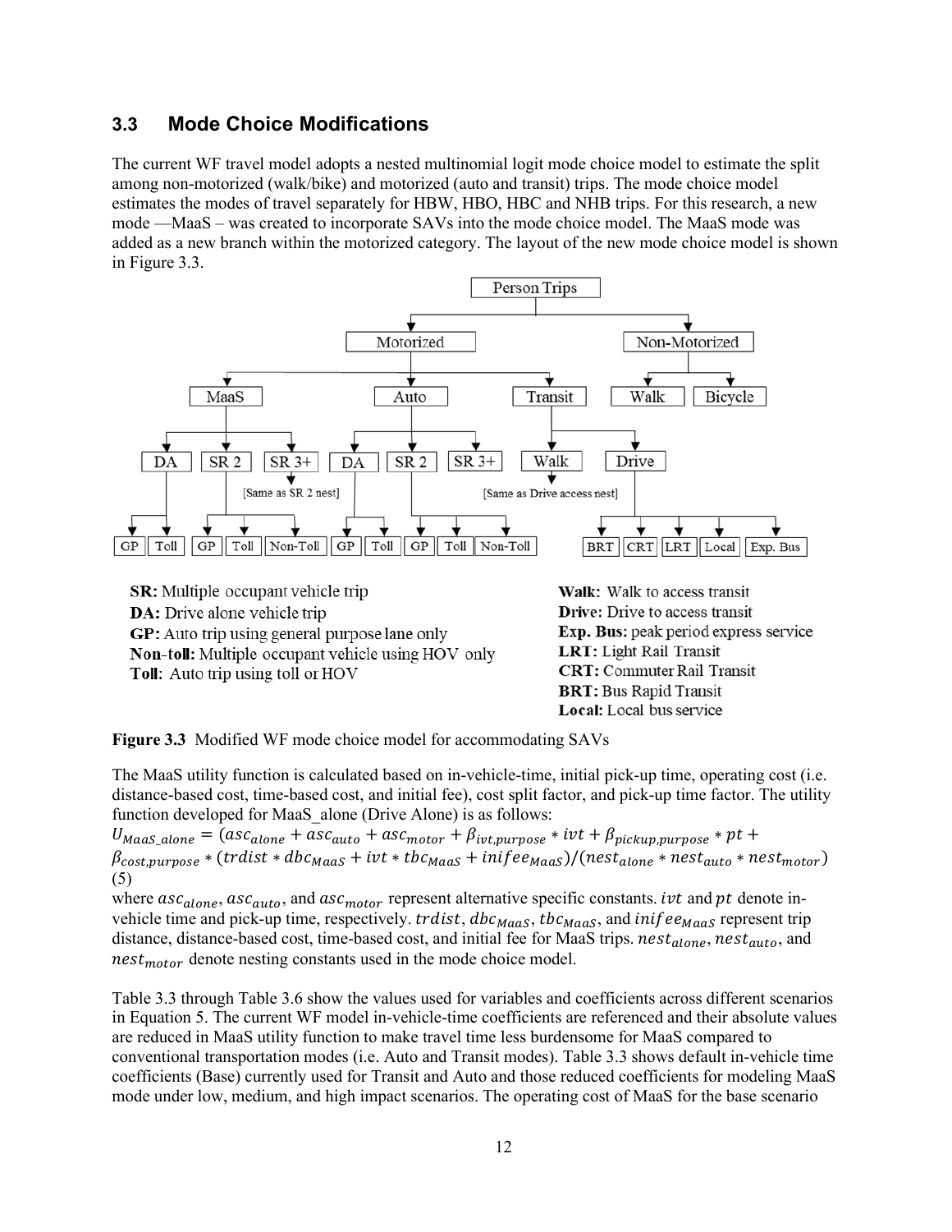### 3.3 Mode Choice Modifications

The current WF travel model adopts a nested multinomial logit mode choice model to estimate the split among non-motorized (walk/bike) and motorized (auto and transit) trips. The mode choice model estimates the modes of travel separately for HBW, HBO, HBC and NHB trips. For this research, a new mode —MaaS – was created to incorporate SAVs into the mode choice model. The MaaS mode was added as a new branch within the motorized category. The layout of the new mode choice model is shown in Figure 3.3.

**SR:** Multiple occupant vehicle trip
**DA:** Drive alone vehicle trip
**GP:** Auto trip using general purpose lane only
**Non-toll:** Multiple occupant vehicle using HOV only
**Toll:** Auto trip using toll or HOV

**Walk:** Walk to access transit
**Drive:** Drive to access transit
**Exp. Bus:** peak period express service
**LRT:** Light Rail Transit
**CRT:** Commuter Rail Transit
**BRT:** Bus Rapid Transit
**Local:** Local bus service

**Figure 3.3** Modified WF mode choice model for accommodating SAVs

The MaaS utility function is calculated based on in-vehicle-time, initial pick-up time, operating cost (i.e. distance-based cost, time-based cost, and initial fee), cost split factor, and pick-up time factor. The utility function developed for MaaS_alone (Drive Alone) is as follows:

$$U_{MaaS\_alone} = (asc_{alone} + asc_{auto} + asc_{motor} + \beta_{ivt,purpose} * ivt + \beta_{pickup,purpose} * pt + \beta_{cost,purpose} * (trdist * dbc_{MaaS} + ivt * tbc_{MaaS} + inifee_{MaaS})/(nest_{alone} * nest_{auto} * nest_{motor}) \quad (5)$$

where $asc_{alone}$, $asc_{auto}$, and $asc_{motor}$ represent alternative specific constants. $ivt$ and $pt$ denote in-vehicle time and pick-up time, respectively. $trdist$, $dbc_{MaaS}$, $tbc_{MaaS}$, and $inifee_{MaaS}$ represent trip distance, distance-based cost, time-based cost, and initial fee for MaaS trips. $nest_{alone}$, $nest_{auto}$, and $nest_{motor}$ denote nesting constants used in the mode choice model.

Table 3.3 through Table 3.6 show the values used for variables and coefficients across different scenarios in Equation 5. The current WF model in-vehicle-time coefficients are referenced and their absolute values are reduced in MaaS utility function to make travel time less burdensome for MaaS compared to conventional transportation modes (i.e. Auto and Transit modes). Table 3.3 shows default in-vehicle time coefficients (Base) currently used for Transit and Auto and those reduced coefficients for modeling MaaS mode under low, medium, and high impact scenarios. The operating cost of MaaS for the base scenario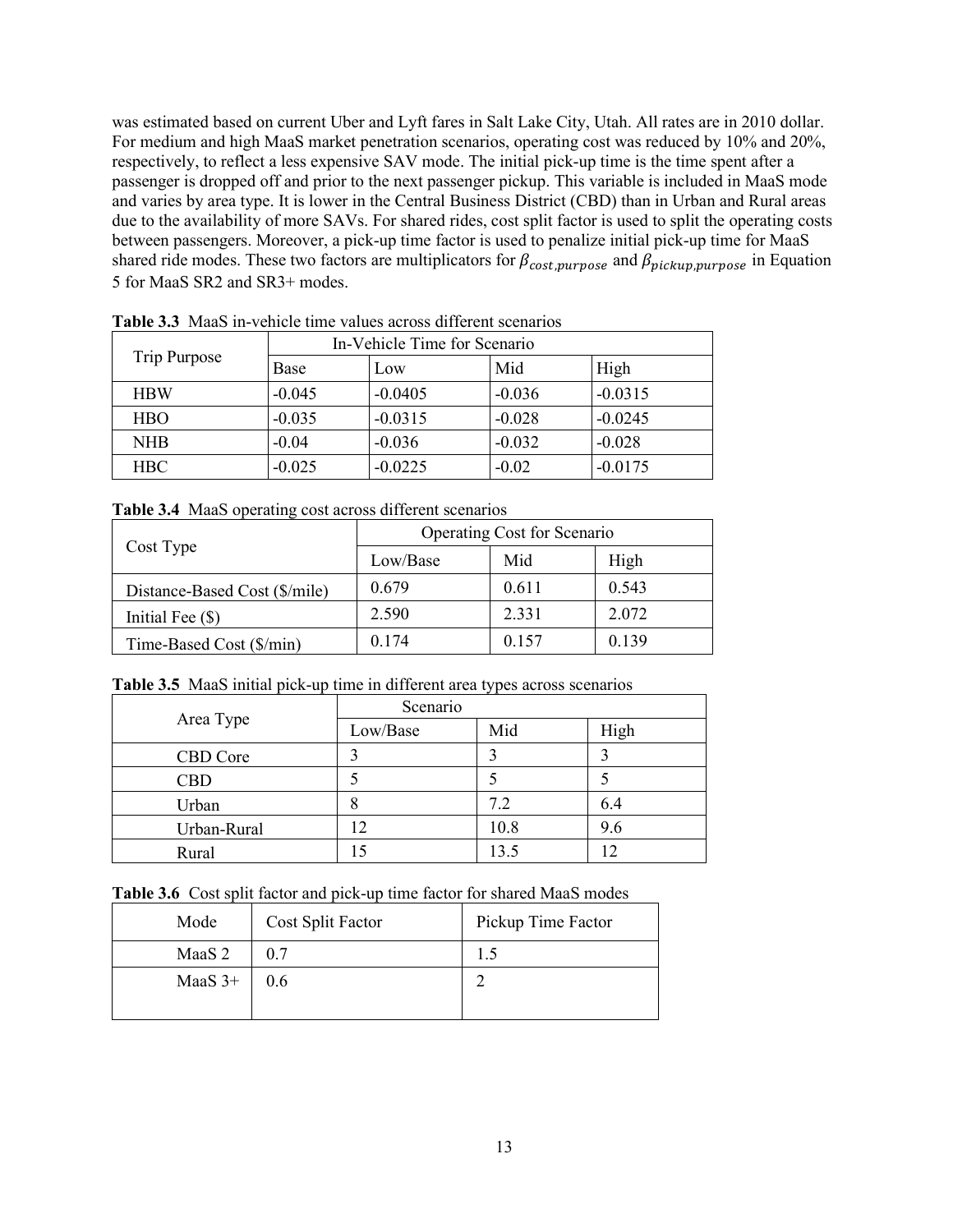was estimated based on current Uber and Lyft fares in Salt Lake City, Utah. All rates are in 2010 dollar. For medium and high MaaS market penetration scenarios, operating cost was reduced by 10% and 20%, respectively, to reflect a less expensive SAV mode. The initial pick-up time is the time spent after a passenger is dropped off and prior to the next passenger pickup. This variable is included in MaaS mode and varies by area type. It is lower in the Central Business District (CBD) than in Urban and Rural areas due to the availability of more SAVs. For shared rides, cost split factor is used to split the operating costs between passengers. Moreover, a pick-up time factor is used to penalize initial pick-up time for MaaS shared ride modes. These two factors are multiplicators for $\beta_{cost,purpose}$ and $\beta_{pickup,purpose}$ in Equation 5 for MaaS SR2 and SR3+ modes.

**Table 3.3** MaaS in-vehicle time values across different scenarios

| Trip Purpose | In-Vehicle Time for Scenario | | | |
|---|---|---|---|---|
| | Base | Low | Mid | High |
| HBW | -0.045 | -0.0405 | -0.036 | -0.0315 |
| HBO | -0.035 | -0.0315 | -0.028 | -0.0245 |
| NHB | -0.04 | -0.036 | -0.032 | -0.028 |
| HBC | -0.025 | -0.0225 | -0.02 | -0.0175 |

**Table 3.4** MaaS operating cost across different scenarios

| Cost Type | Operating Cost for Scenario | | |
|---|---|---|---|
| | Low/Base | Mid | High |
| Distance-Based Cost ($/mile) | 0.679 | 0.611 | 0.543 |
| Initial Fee ($) | 2.590 | 2.331 | 2.072 |
| Time-Based Cost ($/min) | 0.174 | 0.157 | 0.139 |

**Table 3.5** MaaS initial pick-up time in different area types across scenarios

| Area Type | Scenario | | |
|---|---|---|---|
| | Low/Base | Mid | High |
| CBD Core | 3 | 3 | 3 |
| CBD | 5 | 5 | 5 |
| Urban | 8 | 7.2 | 6.4 |
| Urban-Rural | 12 | 10.8 | 9.6 |
| Rural | 15 | 13.5 | 12 |

**Table 3.6** Cost split factor and pick-up time factor for shared MaaS modes

| Mode | Cost Split Factor | Pickup Time Factor |
|---|---|---|
| MaaS 2 | 0.7 | 1.5 |
| MaaS 3+ | 0.6 | 2 |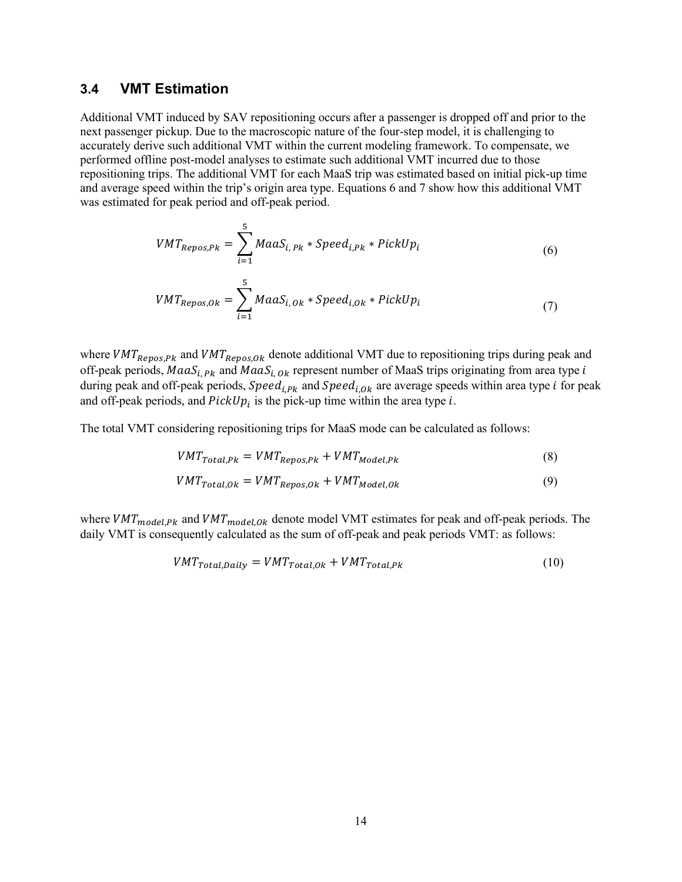## 3.4 VMT Estimation

Additional VMT induced by SAV repositioning occurs after a passenger is dropped off and prior to the next passenger pickup. Due to the macroscopic nature of the four-step model, it is challenging to accurately derive such additional VMT within the current modeling framework. To compensate, we performed offline post-model analyses to estimate such additional VMT incurred due to those repositioning trips. The additional VMT for each MaaS trip was estimated based on initial pick-up time and average speed within the trip's origin area type. Equations 6 and 7 show how this additional VMT was estimated for peak period and off-peak period.

$$VMT_{Repos,Pk} = \sum_{i=1}^{5} MaaS_{i,\,Pk} * Speed_{i,Pk} * PickUp_i \tag{6}$$

$$VMT_{Repos,Ok} = \sum_{i=1}^{5} MaaS_{i,\,Ok} * Speed_{i,Ok} * PickUp_i \tag{7}$$

where $VMT_{Repos,Pk}$ and $VMT_{Repos,Ok}$ denote additional VMT due to repositioning trips during peak and off-peak periods, $MaaS_{i,\,Pk}$ and $MaaS_{i,\,Ok}$ represent number of MaaS trips originating from area type $i$ during peak and off-peak periods, $Speed_{i,Pk}$ and $Speed_{i,Ok}$ are average speeds within area type $i$ for peak and off-peak periods, and $PickUp_i$ is the pick-up time within the area type $i$.

The total VMT considering repositioning trips for MaaS mode can be calculated as follows:

$$VMT_{Total,Pk} = VMT_{Repos,Pk} + VMT_{Model,Pk} \tag{8}$$

$$VMT_{Total,Ok} = VMT_{Repos,Ok} + VMT_{Model,Ok} \tag{9}$$

where $VMT_{model,Pk}$ and $VMT_{model,Ok}$ denote model VMT estimates for peak and off-peak periods. The daily VMT is consequently calculated as the sum of off-peak and peak periods VMT: as follows:

$$VMT_{Total,Daily} = VMT_{Total,Ok} + VMT_{Total,Pk} \tag{10}$$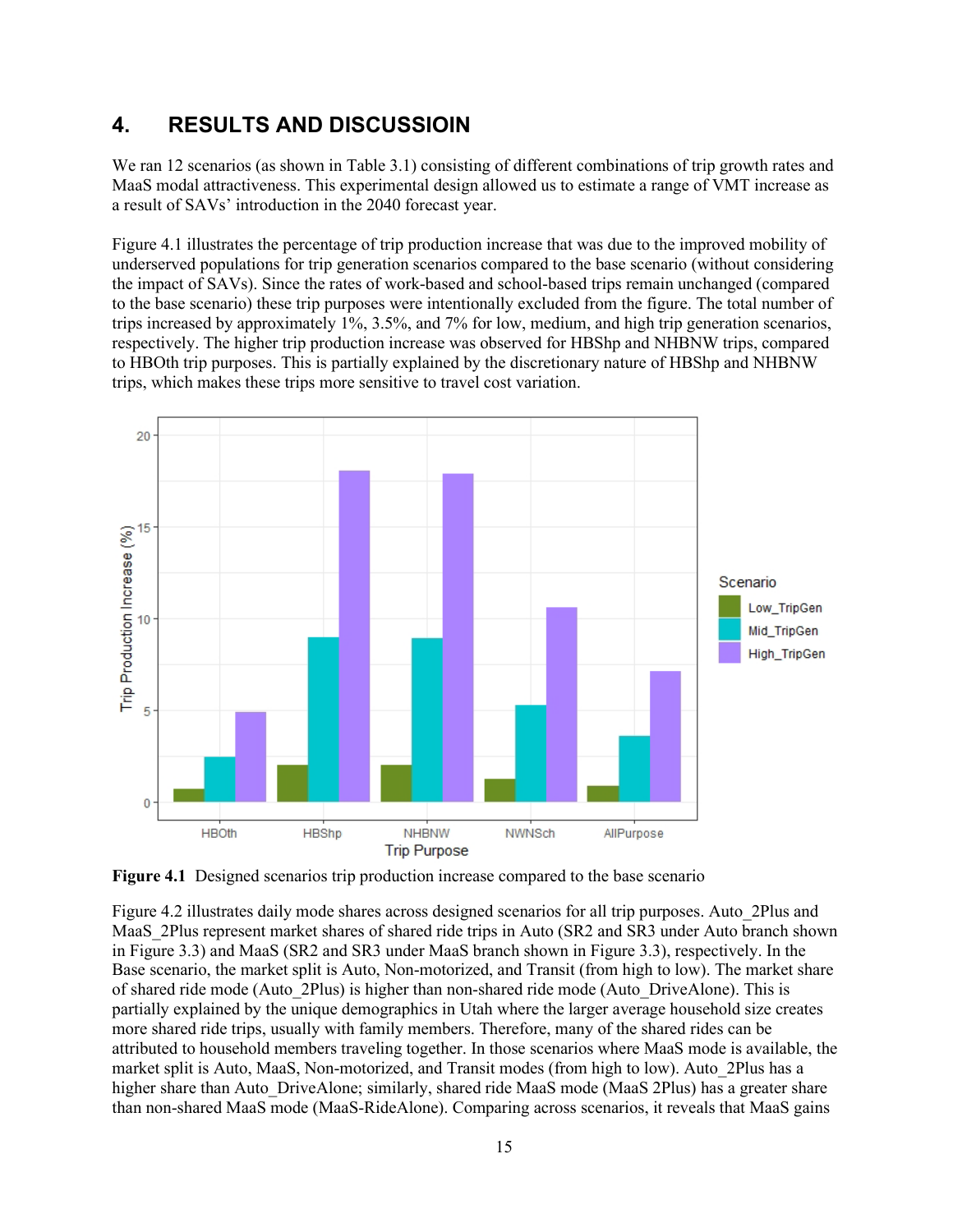# 4. RESULTS AND DISCUSSIOIN

We ran 12 scenarios (as shown in Table 3.1) consisting of different combinations of trip growth rates and MaaS modal attractiveness. This experimental design allowed us to estimate a range of VMT increase as a result of SAVs' introduction in the 2040 forecast year.

Figure 4.1 illustrates the percentage of trip production increase that was due to the improved mobility of underserved populations for trip generation scenarios compared to the base scenario (without considering the impact of SAVs). Since the rates of work-based and school-based trips remain unchanged (compared to the base scenario) these trip purposes were intentionally excluded from the figure. The total number of trips increased by approximately 1%, 3.5%, and 7% for low, medium, and high trip generation scenarios, respectively. The higher trip production increase was observed for HBShp and NHBNW trips, compared to HBOth trip purposes. This is partially explained by the discretionary nature of HBShp and NHBNW trips, which makes these trips more sensitive to travel cost variation.

**Figure 4.1** Designed scenarios trip production increase compared to the base scenario

Figure 4.2 illustrates daily mode shares across designed scenarios for all trip purposes. Auto_2Plus and MaaS_2Plus represent market shares of shared ride trips in Auto (SR2 and SR3 under Auto branch shown in Figure 3.3) and MaaS (SR2 and SR3 under MaaS branch shown in Figure 3.3), respectively. In the Base scenario, the market split is Auto, Non-motorized, and Transit (from high to low). The market share of shared ride mode (Auto_2Plus) is higher than non-shared ride mode (Auto_DriveAlone). This is partially explained by the unique demographics in Utah where the larger average household size creates more shared ride trips, usually with family members. Therefore, many of the shared rides can be attributed to household members traveling together. In those scenarios where MaaS mode is available, the market split is Auto, MaaS, Non-motorized, and Transit modes (from high to low). Auto_2Plus has a higher share than Auto_DriveAlone; similarly, shared ride MaaS mode (MaaS 2Plus) has a greater share than non-shared MaaS mode (MaaS-RideAlone). Comparing across scenarios, it reveals that MaaS gains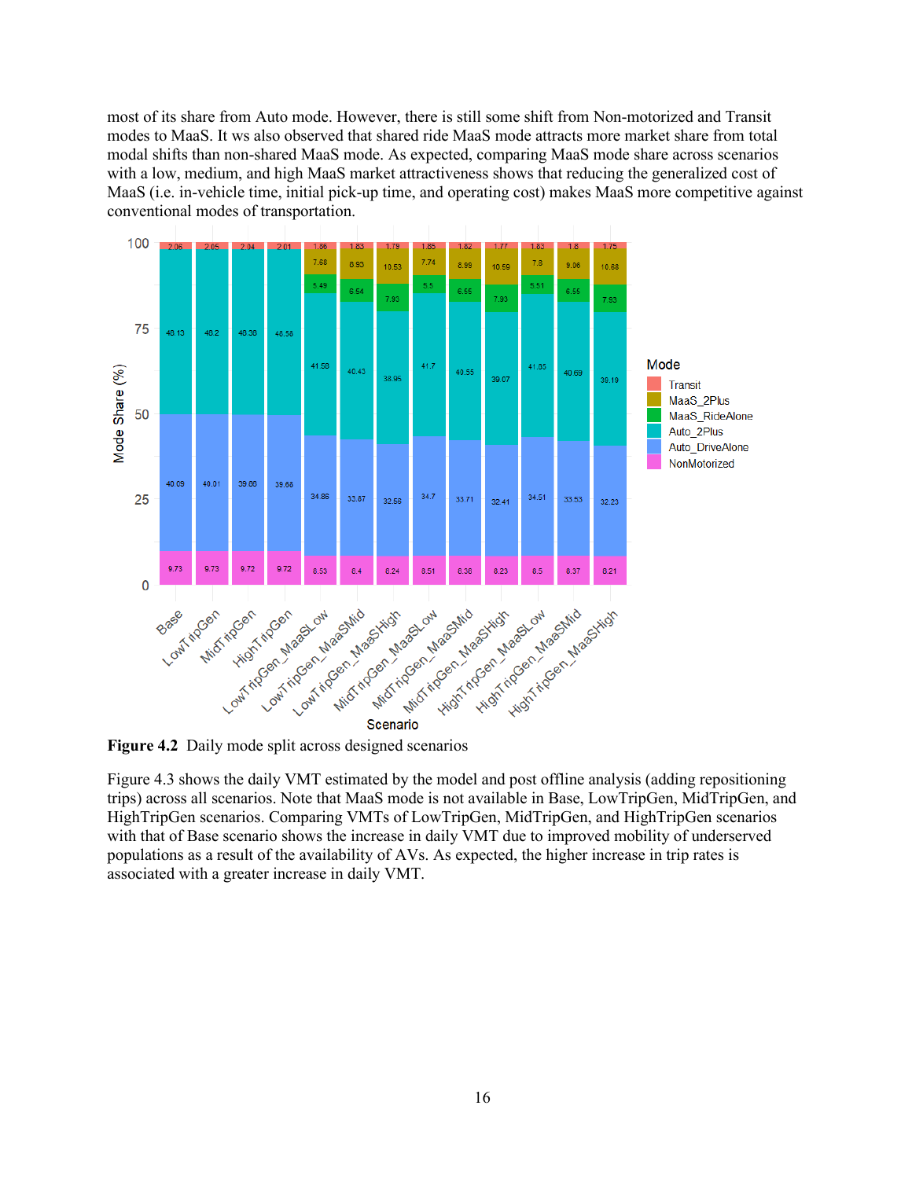most of its share from Auto mode. However, there is still some shift from Non-motorized and Transit modes to MaaS. It ws also observed that shared ride MaaS mode attracts more market share from total modal shifts than non-shared MaaS mode. As expected, comparing MaaS mode share across scenarios with a low, medium, and high MaaS market attractiveness shows that reducing the generalized cost of MaaS (i.e. in-vehicle time, initial pick-up time, and operating cost) makes MaaS more competitive against conventional modes of transportation.

**Figure 4.2** Daily mode split across designed scenarios

Figure 4.3 shows the daily VMT estimated by the model and post offline analysis (adding repositioning trips) across all scenarios. Note that MaaS mode is not available in Base, LowTripGen, MidTripGen, and HighTripGen scenarios. Comparing VMTs of LowTripGen, MidTripGen, and HighTripGen scenarios with that of Base scenario shows the increase in daily VMT due to improved mobility of underserved populations as a result of the availability of AVs. As expected, the higher increase in trip rates is associated with a greater increase in daily VMT.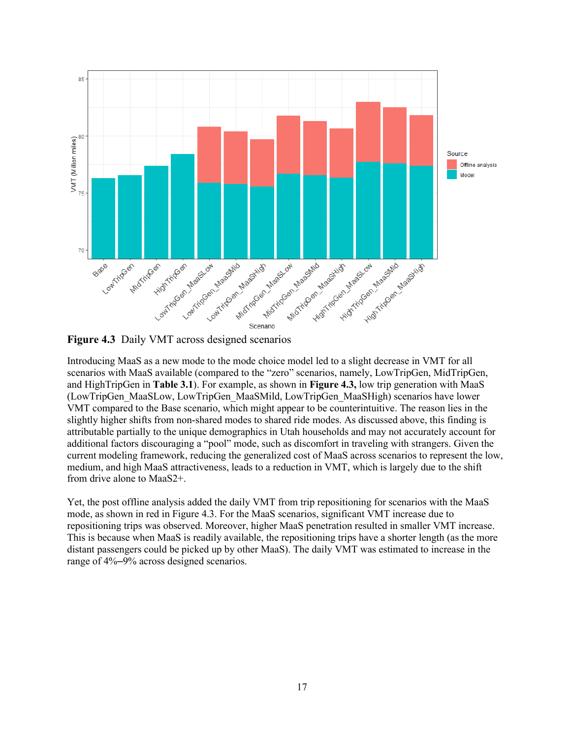**Figure 4.3** Daily VMT across designed scenarios

Introducing MaaS as a new mode to the mode choice model led to a slight decrease in VMT for all scenarios with MaaS available (compared to the "zero" scenarios, namely, LowTripGen, MidTripGen, and HighTripGen in **Table 3.1**). For example, as shown in **Figure 4.3,** low trip generation with MaaS (LowTripGen_MaaSLow, LowTripGen_MaaSMild, LowTripGen_MaaSHigh) scenarios have lower VMT compared to the Base scenario, which might appear to be counterintuitive. The reason lies in the slightly higher shifts from non-shared modes to shared ride modes. As discussed above, this finding is attributable partially to the unique demographics in Utah households and may not accurately account for additional factors discouraging a "pool" mode, such as discomfort in traveling with strangers. Given the current modeling framework, reducing the generalized cost of MaaS across scenarios to represent the low, medium, and high MaaS attractiveness, leads to a reduction in VMT, which is largely due to the shift from drive alone to MaaS2+.

Yet, the post offline analysis added the daily VMT from trip repositioning for scenarios with the MaaS mode, as shown in red in Figure 4.3. For the MaaS scenarios, significant VMT increase due to repositioning trips was observed. Moreover, higher MaaS penetration resulted in smaller VMT increase. This is because when MaaS is readily available, the repositioning trips have a shorter length (as the more distant passengers could be picked up by other MaaS). The daily VMT was estimated to increase in the range of 4%–9% across designed scenarios.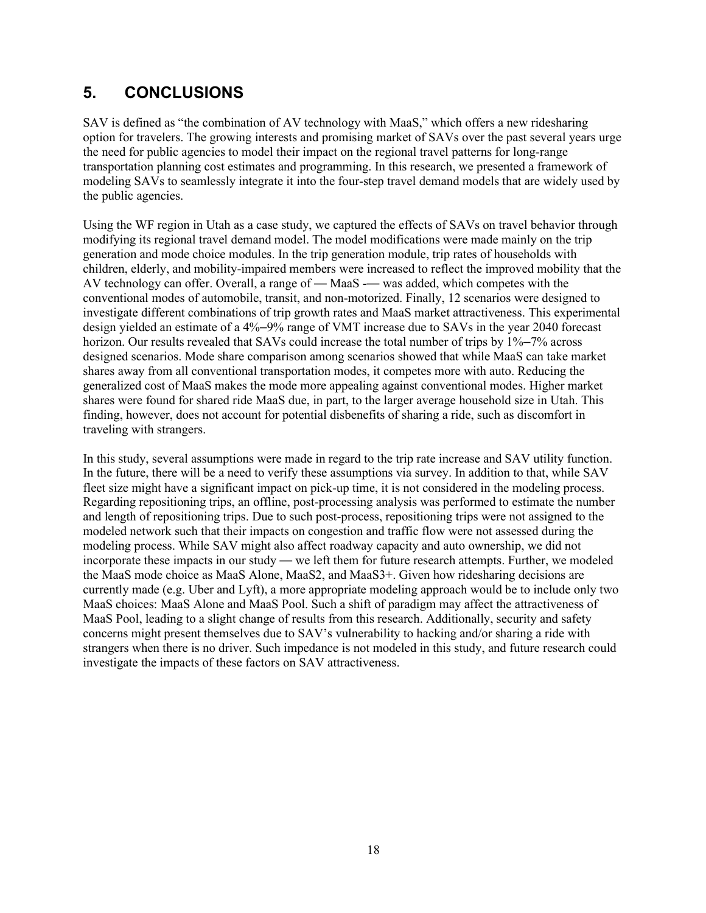## 5. CONCLUSIONS

SAV is defined as "the combination of AV technology with MaaS," which offers a new ridesharing option for travelers. The growing interests and promising market of SAVs over the past several years urge the need for public agencies to model their impact on the regional travel patterns for long-range transportation planning cost estimates and programming. In this research, we presented a framework of modeling SAVs to seamlessly integrate it into the four-step travel demand models that are widely used by the public agencies.

Using the WF region in Utah as a case study, we captured the effects of SAVs on travel behavior through modifying its regional travel demand model. The model modifications were made mainly on the trip generation and mode choice modules. In the trip generation module, trip rates of households with children, elderly, and mobility-impaired members were increased to reflect the improved mobility that the AV technology can offer. Overall, a range of — MaaS — was added, which competes with the conventional modes of automobile, transit, and non-motorized. Finally, 12 scenarios were designed to investigate different combinations of trip growth rates and MaaS market attractiveness. This experimental design yielded an estimate of a 4%–9% range of VMT increase due to SAVs in the year 2040 forecast horizon. Our results revealed that SAVs could increase the total number of trips by 1%–7% across designed scenarios. Mode share comparison among scenarios showed that while MaaS can take market shares away from all conventional transportation modes, it competes more with auto. Reducing the generalized cost of MaaS makes the mode more appealing against conventional modes. Higher market shares were found for shared ride MaaS due, in part, to the larger average household size in Utah. This finding, however, does not account for potential disbenefits of sharing a ride, such as discomfort in traveling with strangers.

In this study, several assumptions were made in regard to the trip rate increase and SAV utility function. In the future, there will be a need to verify these assumptions via survey. In addition to that, while SAV fleet size might have a significant impact on pick-up time, it is not considered in the modeling process. Regarding repositioning trips, an offline, post-processing analysis was performed to estimate the number and length of repositioning trips. Due to such post-process, repositioning trips were not assigned to the modeled network such that their impacts on congestion and traffic flow were not assessed during the modeling process. While SAV might also affect roadway capacity and auto ownership, we did not incorporate these impacts in our study — we left them for future research attempts. Further, we modeled the MaaS mode choice as MaaS Alone, MaaS2, and MaaS3+. Given how ridesharing decisions are currently made (e.g. Uber and Lyft), a more appropriate modeling approach would be to include only two MaaS choices: MaaS Alone and MaaS Pool. Such a shift of paradigm may affect the attractiveness of MaaS Pool, leading to a slight change of results from this research. Additionally, security and safety concerns might present themselves due to SAV's vulnerability to hacking and/or sharing a ride with strangers when there is no driver. Such impedance is not modeled in this study, and future research could investigate the impacts of these factors on SAV attractiveness.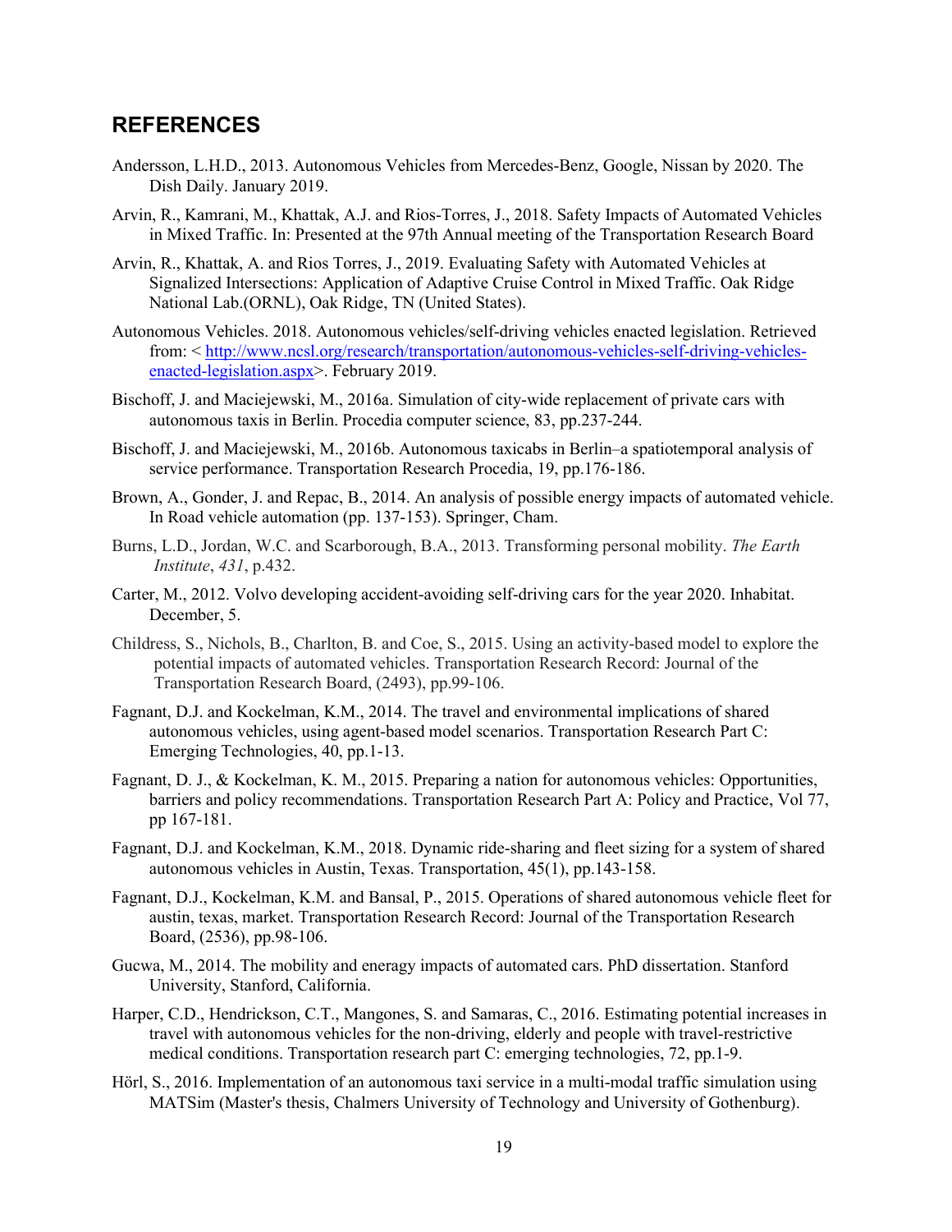## REFERENCES

Andersson, L.H.D., 2013. Autonomous Vehicles from Mercedes-Benz, Google, Nissan by 2020. The Dish Daily. January 2019.

Arvin, R., Kamrani, M., Khattak, A.J. and Rios-Torres, J., 2018. Safety Impacts of Automated Vehicles in Mixed Traffic. In: Presented at the 97th Annual meeting of the Transportation Research Board

Arvin, R., Khattak, A. and Rios Torres, J., 2019. Evaluating Safety with Automated Vehicles at Signalized Intersections: Application of Adaptive Cruise Control in Mixed Traffic. Oak Ridge National Lab.(ORNL), Oak Ridge, TN (United States).

Autonomous Vehicles. 2018. Autonomous vehicles/self-driving vehicles enacted legislation. Retrieved from: < [http://www.ncsl.org/research/transportation/autonomous-vehicles-self-driving-vehicles-enacted-legislation.aspx](http://www.ncsl.org/research/transportation/autonomous-vehicles-self-driving-vehicles-enacted-legislation.aspx)>. February 2019.

Bischoff, J. and Maciejewski, M., 2016a. Simulation of city-wide replacement of private cars with autonomous taxis in Berlin. Procedia computer science, 83, pp.237-244.

Bischoff, J. and Maciejewski, M., 2016b. Autonomous taxicabs in Berlin–a spatiotemporal analysis of service performance. Transportation Research Procedia, 19, pp.176-186.

Brown, A., Gonder, J. and Repac, B., 2014. An analysis of possible energy impacts of automated vehicle. In Road vehicle automation (pp. 137-153). Springer, Cham.

Burns, L.D., Jordan, W.C. and Scarborough, B.A., 2013. Transforming personal mobility. *The Earth Institute*, *431*, p.432.

Carter, M., 2012. Volvo developing accident-avoiding self-driving cars for the year 2020. Inhabitat. December, 5.

Childress, S., Nichols, B., Charlton, B. and Coe, S., 2015. Using an activity-based model to explore the potential impacts of automated vehicles. Transportation Research Record: Journal of the Transportation Research Board, (2493), pp.99-106.

Fagnant, D.J. and Kockelman, K.M., 2014. The travel and environmental implications of shared autonomous vehicles, using agent-based model scenarios. Transportation Research Part C: Emerging Technologies, 40, pp.1-13.

Fagnant, D. J., & Kockelman, K. M., 2015. Preparing a nation for autonomous vehicles: Opportunities, barriers and policy recommendations. Transportation Research Part A: Policy and Practice, Vol 77, pp 167-181.

Fagnant, D.J. and Kockelman, K.M., 2018. Dynamic ride-sharing and fleet sizing for a system of shared autonomous vehicles in Austin, Texas. Transportation, 45(1), pp.143-158.

Fagnant, D.J., Kockelman, K.M. and Bansal, P., 2015. Operations of shared autonomous vehicle fleet for austin, texas, market. Transportation Research Record: Journal of the Transportation Research Board, (2536), pp.98-106.

Gucwa, M., 2014. The mobility and eneragy impacts of automated cars. PhD dissertation. Stanford University, Stanford, California.

Harper, C.D., Hendrickson, C.T., Mangones, S. and Samaras, C., 2016. Estimating potential increases in travel with autonomous vehicles for the non-driving, elderly and people with travel-restrictive medical conditions. Transportation research part C: emerging technologies, 72, pp.1-9.

Hörl, S., 2016. Implementation of an autonomous taxi service in a multi-modal traffic simulation using MATSim (Master's thesis, Chalmers University of Technology and University of Gothenburg).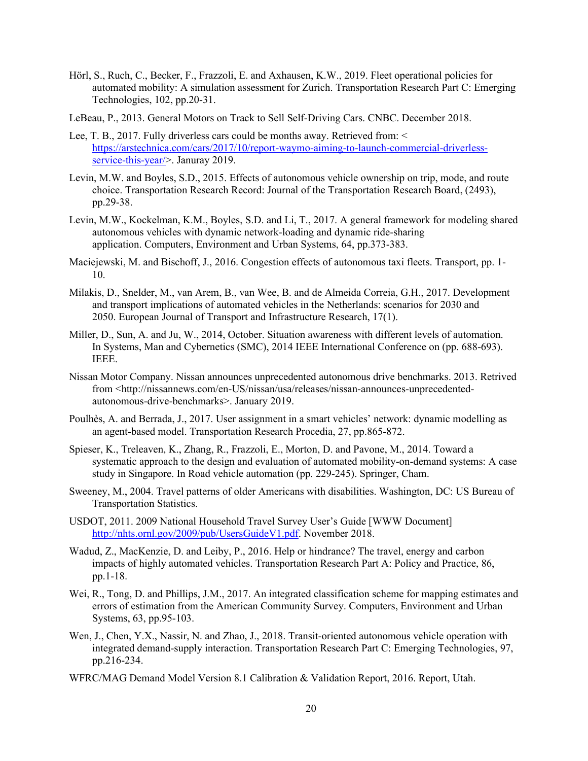Hörl, S., Ruch, C., Becker, F., Frazzoli, E. and Axhausen, K.W., 2019. Fleet operational policies for automated mobility: A simulation assessment for Zurich. Transportation Research Part C: Emerging Technologies, 102, pp.20-31.

LeBeau, P., 2013. General Motors on Track to Sell Self-Driving Cars. CNBC. December 2018.

Lee, T. B., 2017. Fully driverless cars could be months away. Retrieved from: < https://arstechnica.com/cars/2017/10/report-waymo-aiming-to-launch-commercial-driverless-service-this-year/>. Januray 2019.

Levin, M.W. and Boyles, S.D., 2015. Effects of autonomous vehicle ownership on trip, mode, and route choice. Transportation Research Record: Journal of the Transportation Research Board, (2493), pp.29-38.

Levin, M.W., Kockelman, K.M., Boyles, S.D. and Li, T., 2017. A general framework for modeling shared autonomous vehicles with dynamic network-loading and dynamic ride-sharing application. Computers, Environment and Urban Systems, 64, pp.373-383.

Maciejewski, M. and Bischoff, J., 2016. Congestion effects of autonomous taxi fleets. Transport, pp. 1-10.

Milakis, D., Snelder, M., van Arem, B., van Wee, B. and de Almeida Correia, G.H., 2017. Development and transport implications of automated vehicles in the Netherlands: scenarios for 2030 and 2050. European Journal of Transport and Infrastructure Research, 17(1).

Miller, D., Sun, A. and Ju, W., 2014, October. Situation awareness with different levels of automation. In Systems, Man and Cybernetics (SMC), 2014 IEEE International Conference on (pp. 688-693). IEEE.

Nissan Motor Company. Nissan announces unprecedented autonomous drive benchmarks. 2013. Retrived from <http://nissannews.com/en-US/nissan/usa/releases/nissan-announces-unprecedented-autonomous-drive-benchmarks>. January 2019.

Poulhès, A. and Berrada, J., 2017. User assignment in a smart vehicles' network: dynamic modelling as an agent-based model. Transportation Research Procedia, 27, pp.865-872.

Spieser, K., Treleaven, K., Zhang, R., Frazzoli, E., Morton, D. and Pavone, M., 2014. Toward a systematic approach to the design and evaluation of automated mobility-on-demand systems: A case study in Singapore. In Road vehicle automation (pp. 229-245). Springer, Cham.

Sweeney, M., 2004. Travel patterns of older Americans with disabilities. Washington, DC: US Bureau of Transportation Statistics.

USDOT, 2011. 2009 National Household Travel Survey User's Guide [WWW Document] http://nhts.ornl.gov/2009/pub/UsersGuideV1.pdf. November 2018.

Wadud, Z., MacKenzie, D. and Leiby, P., 2016. Help or hindrance? The travel, energy and carbon impacts of highly automated vehicles. Transportation Research Part A: Policy and Practice, 86, pp.1-18.

Wei, R., Tong, D. and Phillips, J.M., 2017. An integrated classification scheme for mapping estimates and errors of estimation from the American Community Survey. Computers, Environment and Urban Systems, 63, pp.95-103.

Wen, J., Chen, Y.X., Nassir, N. and Zhao, J., 2018. Transit-oriented autonomous vehicle operation with integrated demand-supply interaction. Transportation Research Part C: Emerging Technologies, 97, pp.216-234.

WFRC/MAG Demand Model Version 8.1 Calibration & Validation Report, 2016. Report, Utah.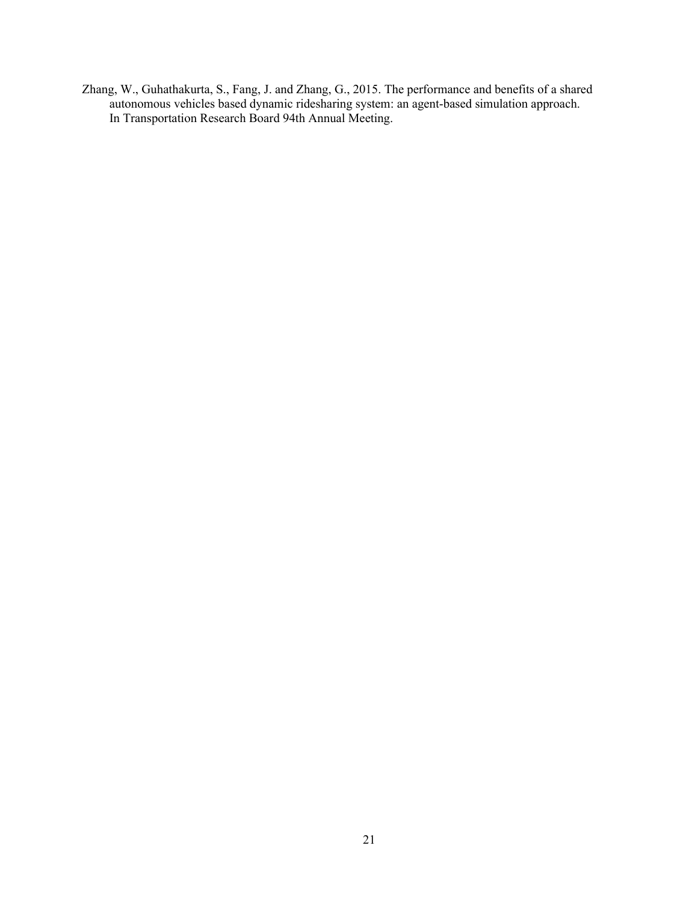Zhang, W., Guhathakurta, S., Fang, J. and Zhang, G., 2015. The performance and benefits of a shared autonomous vehicles based dynamic ridesharing system: an agent-based simulation approach. In Transportation Research Board 94th Annual Meeting.